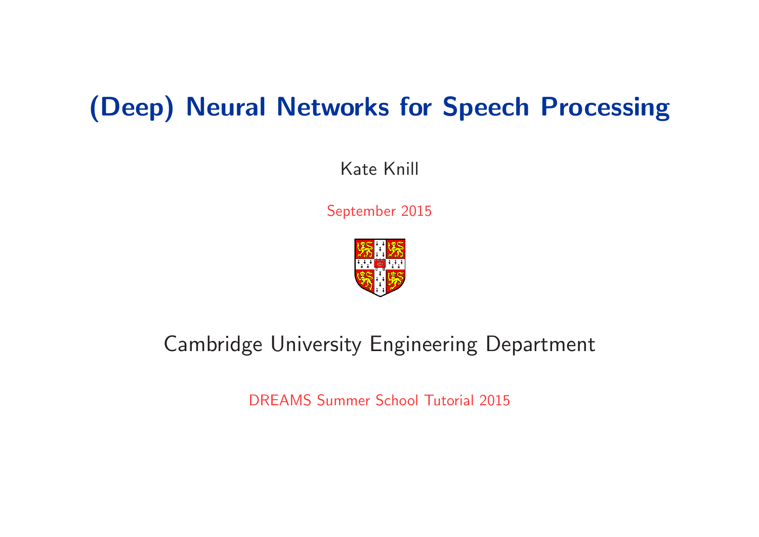# (Deep) Neural Networks for Speech Processing

Kate Knill

September 2015

Cambridge University Engineering Department

DREAMS Summer School Tutorial 2015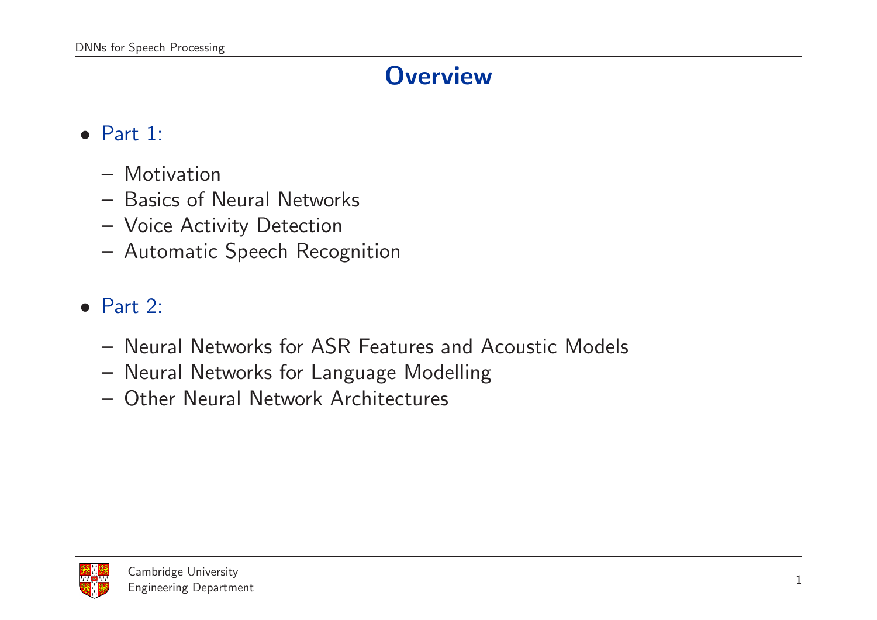# Overview

- Part 1:
  - Motivation
  - Basics of Neural Networks
  - Voice Activity Detection
  - Automatic Speech Recognition

- Part 2:
  - Neural Networks for ASR Features and Acoustic Models
  - Neural Networks for Language Modelling
  - Other Neural Network Architectures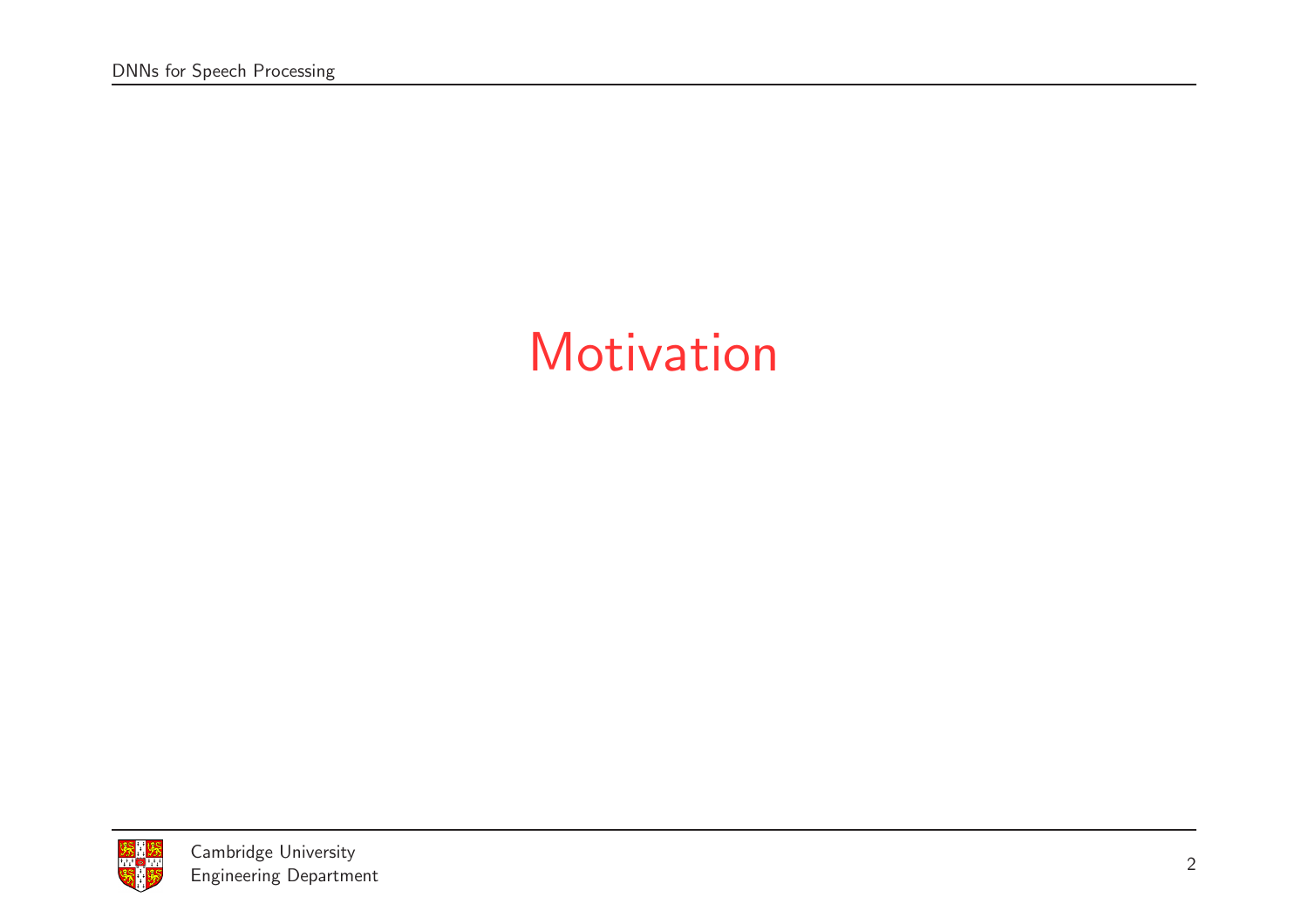# Motivation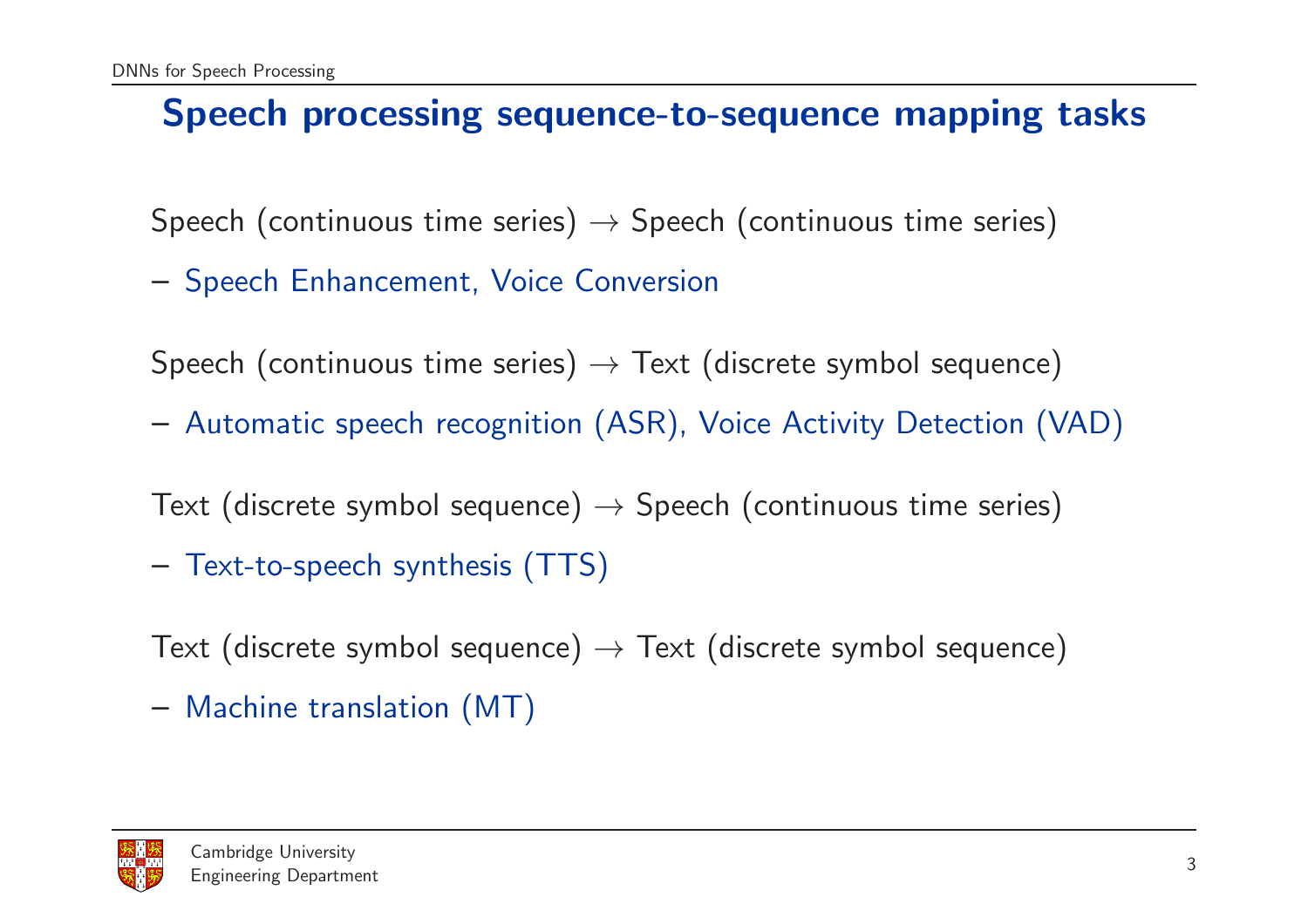## Speech processing sequence-to-sequence mapping tasks

Speech (continuous time series) $\rightarrow$ Speech (continuous time series)

- Speech Enhancement, Voice Conversion

Speech (continuous time series) $\rightarrow$ Text (discrete symbol sequence)

- Automatic speech recognition (ASR), Voice Activity Detection (VAD)

Text (discrete symbol sequence) $\rightarrow$ Speech (continuous time series)

- Text-to-speech synthesis (TTS)

Text (discrete symbol sequence) $\rightarrow$ Text (discrete symbol sequence)

- Machine translation (MT)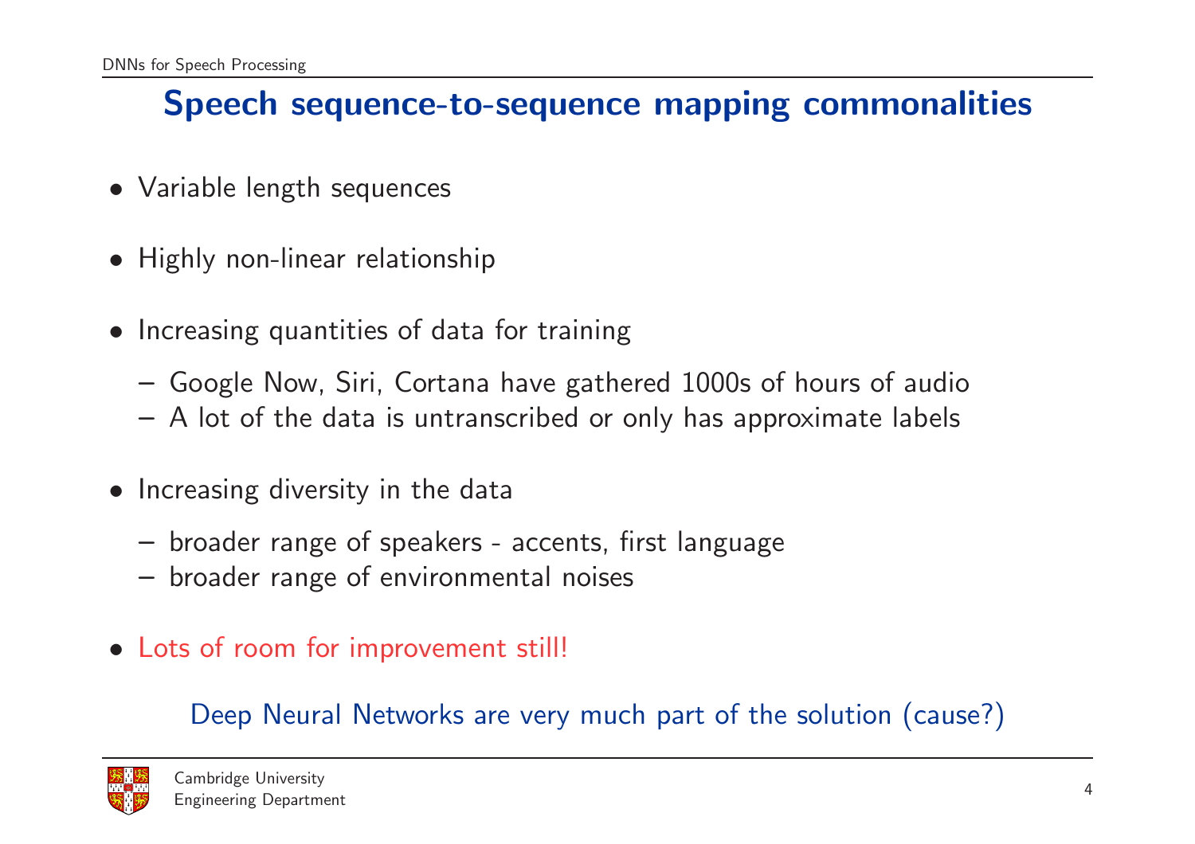## Speech sequence-to-sequence mapping commonalities

- Variable length sequences
- Highly non-linear relationship
- Increasing quantities of data for training
  - Google Now, Siri, Cortana have gathered 1000s of hours of audio
  - A lot of the data is untranscribed or only has approximate labels
- Increasing diversity in the data
  - broader range of speakers - accents, first language
  - broader range of environmental noises
- Lots of room for improvement still!

Deep Neural Networks are very much part of the solution (cause?)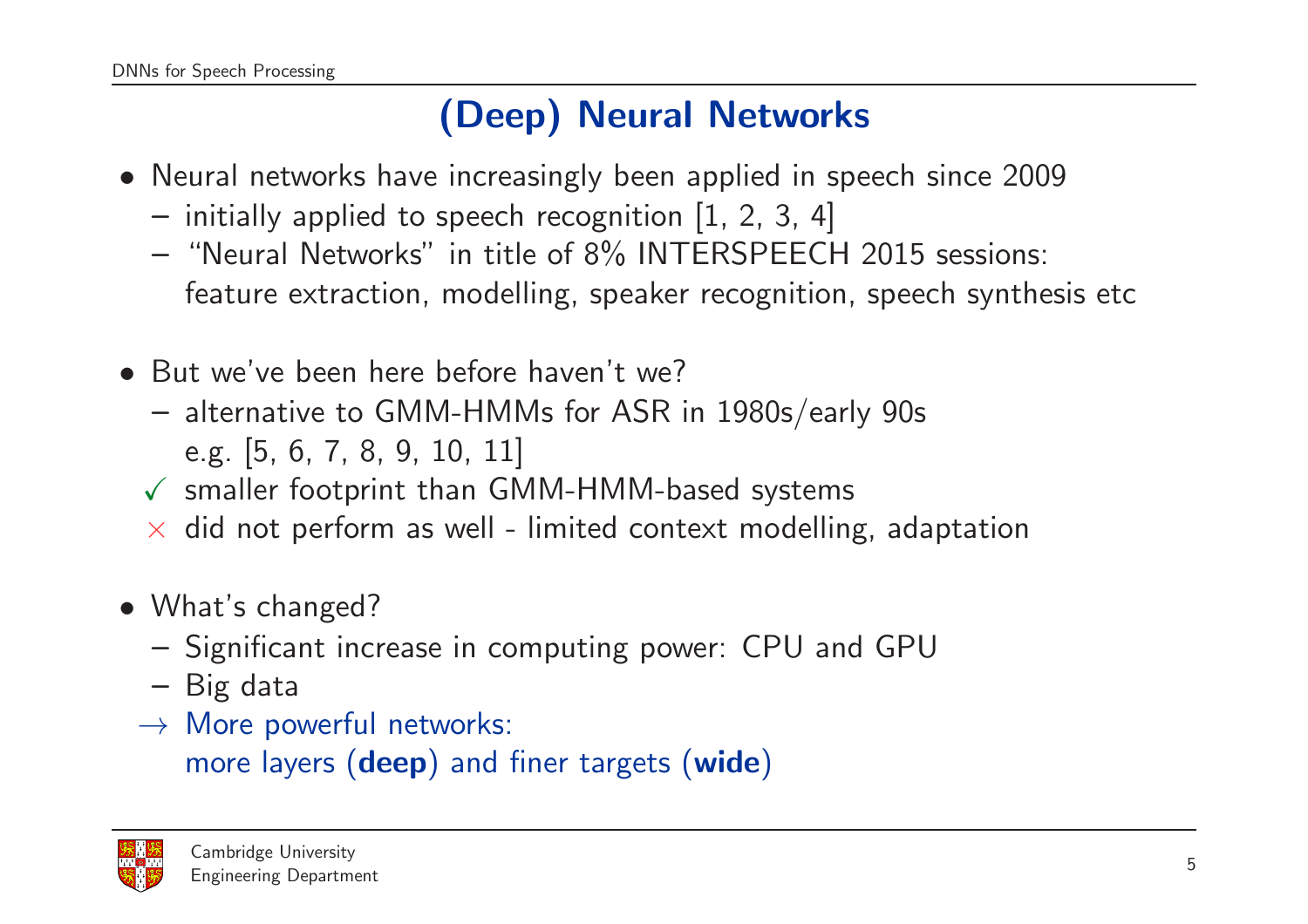# (Deep) Neural Networks

- Neural networks have increasingly been applied in speech since 2009
  - initially applied to speech recognition [1, 2, 3, 4]
  - "Neural Networks" in title of 8% INTERSPEECH 2015 sessions: feature extraction, modelling, speaker recognition, speech synthesis etc

- But we've been here before haven't we?
  - alternative to GMM-HMMs for ASR in 1980s/early 90s e.g. [5, 6, 7, 8, 9, 10, 11]
  - ✓ smaller footprint than GMM-HMM-based systems
  - × did not perform as well - limited context modelling, adaptation

- What's changed?
  - Significant increase in computing power: CPU and GPU
  - Big data
  - → More powerful networks: more layers (**deep**) and finer targets (**wide**)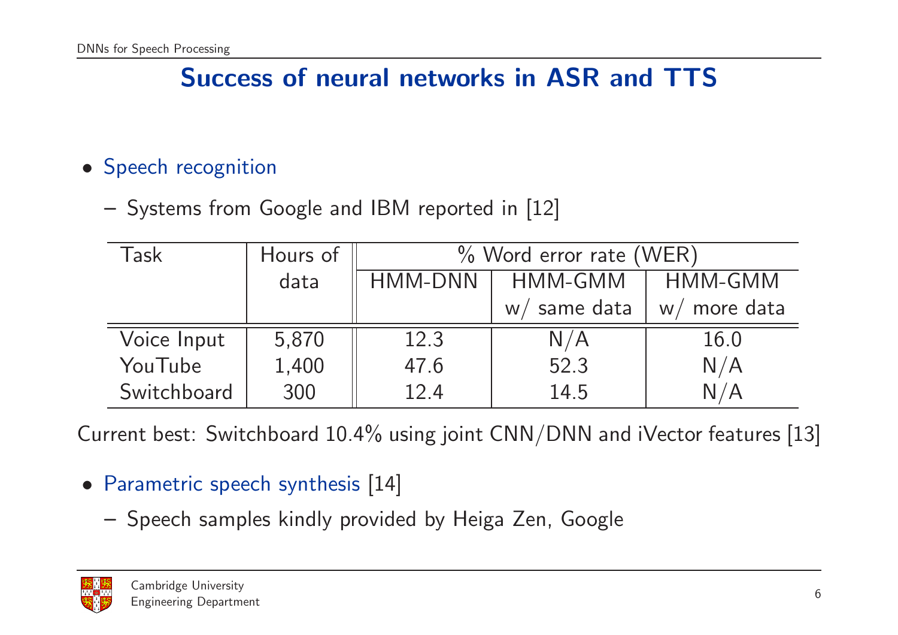# Success of neural networks in ASR and TTS

- Speech recognition
  - Systems from Google and IBM reported in [12]

| Task | Hours of data | % Word error rate (WER) | | |
|---|---|---|---|---|
| | | HMM-DNN | HMM-GMM w/ same data | HMM-GMM w/ more data |
| Voice Input | 5,870 | 12.3 | N/A | 16.0 |
| YouTube | 1,400 | 47.6 | 52.3 | N/A |
| Switchboard | 300 | 12.4 | 14.5 | N/A |

Current best: Switchboard 10.4% using joint CNN/DNN and iVector features [13]

- Parametric speech synthesis [14]
  - Speech samples kindly provided by Heiga Zen, Google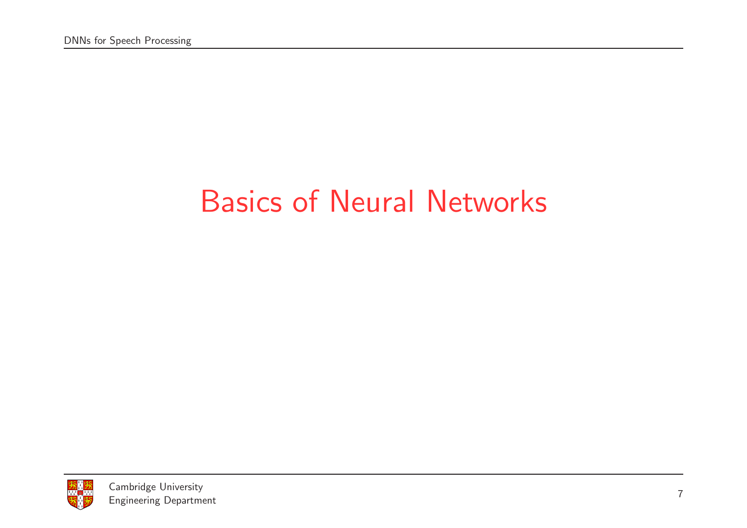# Basics of Neural Networks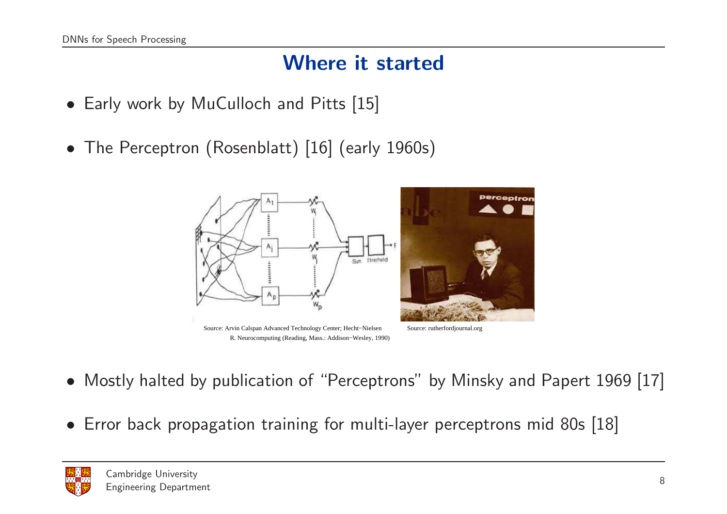# Where it started

- Early work by MuCulloch and Pitts [15]
- The Perceptron (Rosenblatt) [16] (early 1960s)

Source: Arvin Calspan Advanced Technology Center; Hecht−Nielsen R. Neurocomputing (Reading, Mass.: Addison−Wesley, 1990)

Source: rutherfordjournal.org

- Mostly halted by publication of "Perceptrons" by Minsky and Papert 1969 [17]
- Error back propagation training for multi-layer perceptrons mid 80s [18]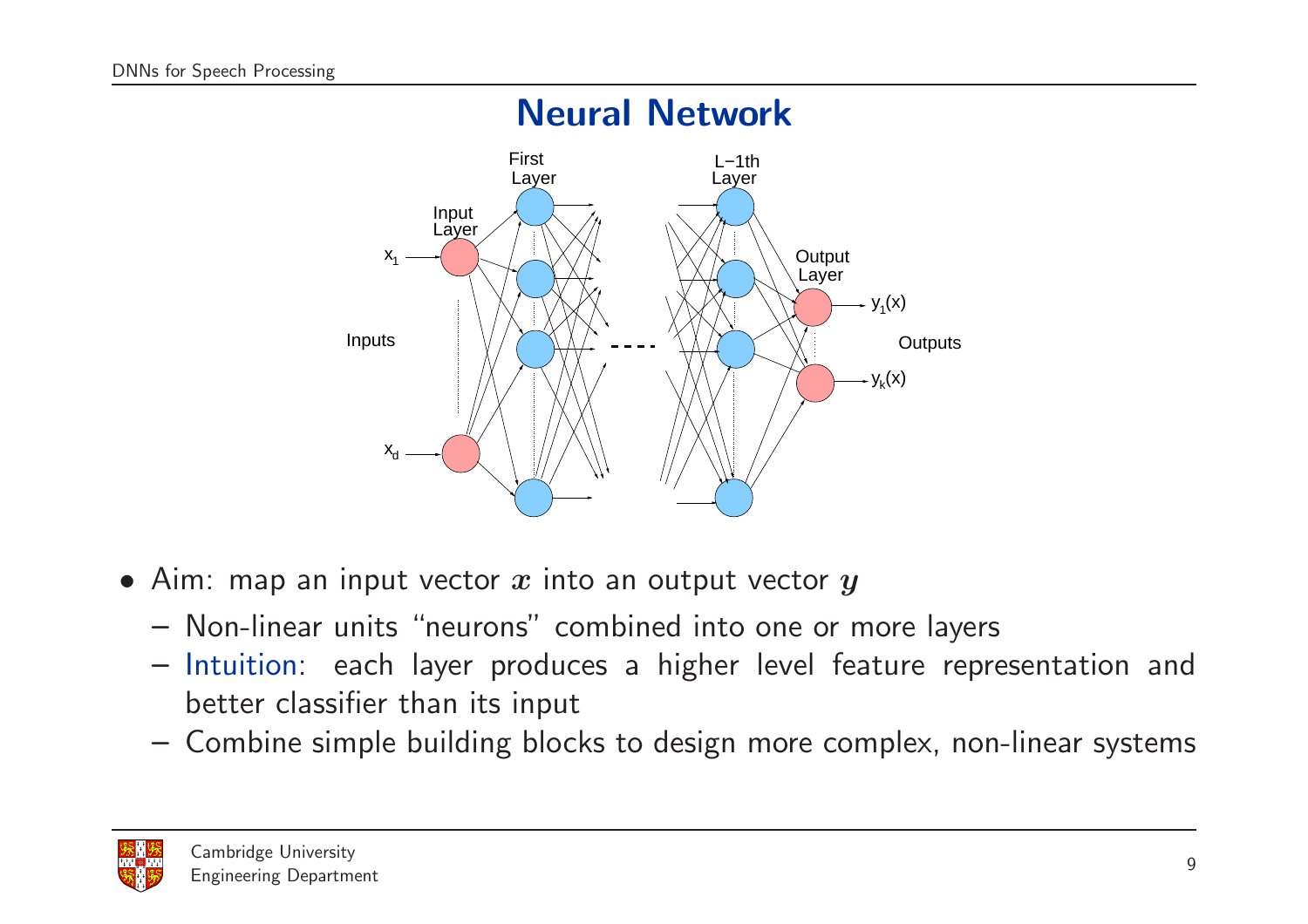## Neural Network

- Aim: map an input vector $\boldsymbol{x}$ into an output vector $\boldsymbol{y}$
  - Non-linear units "neurons" combined into one or more layers
  - Intuition: each layer produces a higher level feature representation and better classifier than its input
  - Combine simple building blocks to design more complex, non-linear systems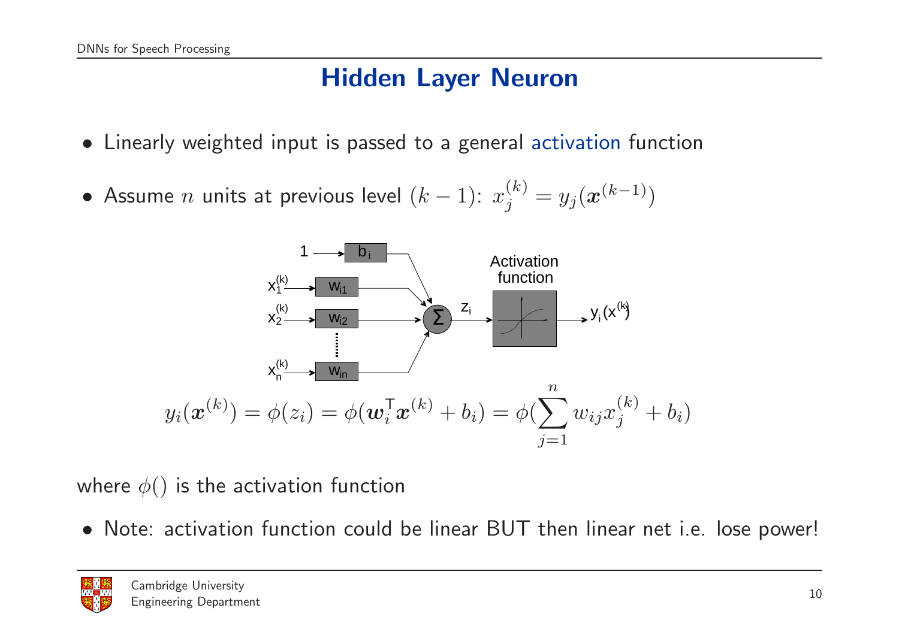# Hidden Layer Neuron

- Linearly weighted input is passed to a general activation function
- Assume $n$ units at previous level $(k-1)$: $x_j^{(k)} = y_j(\boldsymbol{x}^{(k-1)})$

$$y_i(\boldsymbol{x}^{(k)}) = \phi(z_i) = \phi(\boldsymbol{w}_i^\mathsf{T}\boldsymbol{x}^{(k)} + b_i) = \phi(\sum_{j=1}^{n} w_{ij}x_j^{(k)} + b_i)$$

where $\phi()$ is the activation function

- Note: activation function could be linear BUT then linear net i.e. lose power!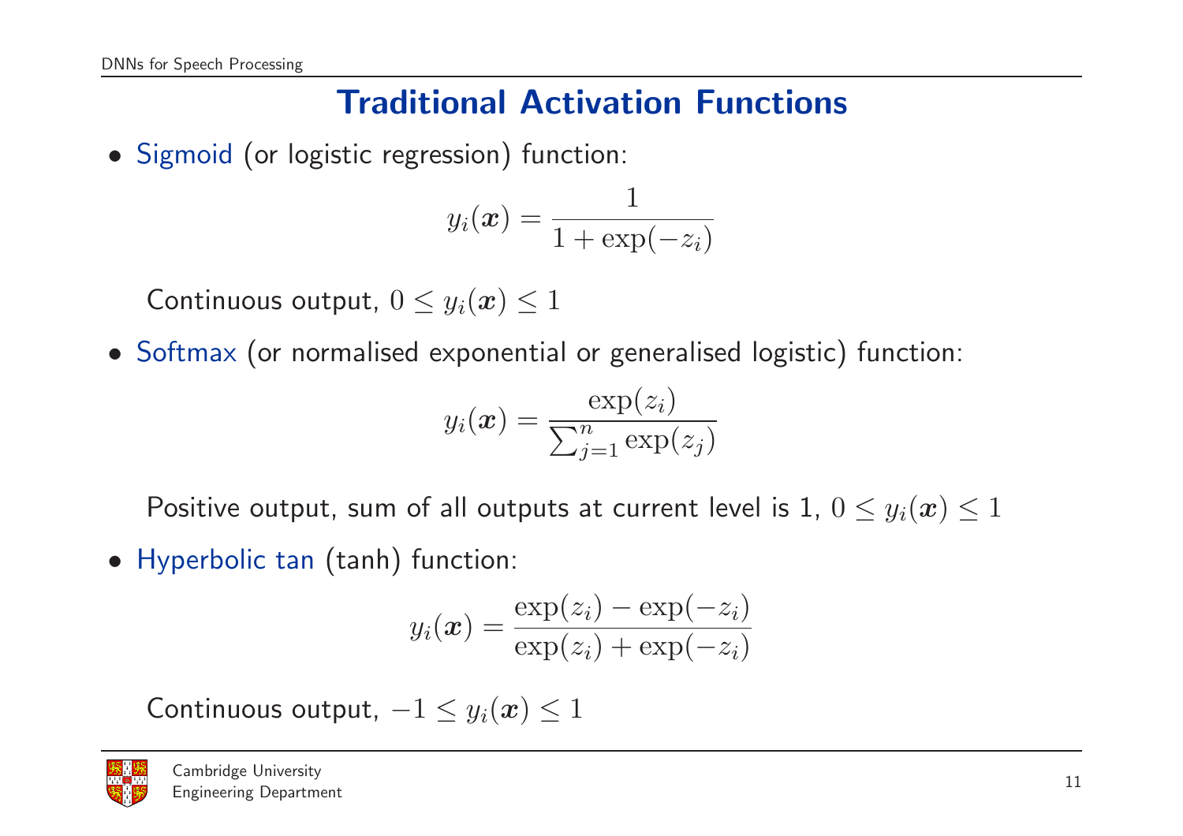## Traditional Activation Functions

- Sigmoid (or logistic regression) function:

$$y_i(\boldsymbol{x}) = \frac{1}{1 + \exp(-z_i)}$$

  Continuous output, $0 \leq y_i(\boldsymbol{x}) \leq 1$

- Softmax (or normalised exponential or generalised logistic) function:

$$y_i(\boldsymbol{x}) = \frac{\exp(z_i)}{\sum_{j=1}^{n} \exp(z_j)}$$

  Positive output, sum of all outputs at current level is 1, $0 \leq y_i(\boldsymbol{x}) \leq 1$

- Hyperbolic tan (tanh) function:

$$y_i(\boldsymbol{x}) = \frac{\exp(z_i) - \exp(-z_i)}{\exp(z_i) + \exp(-z_i)}$$

  Continuous output, $-1 \leq y_i(\boldsymbol{x}) \leq 1$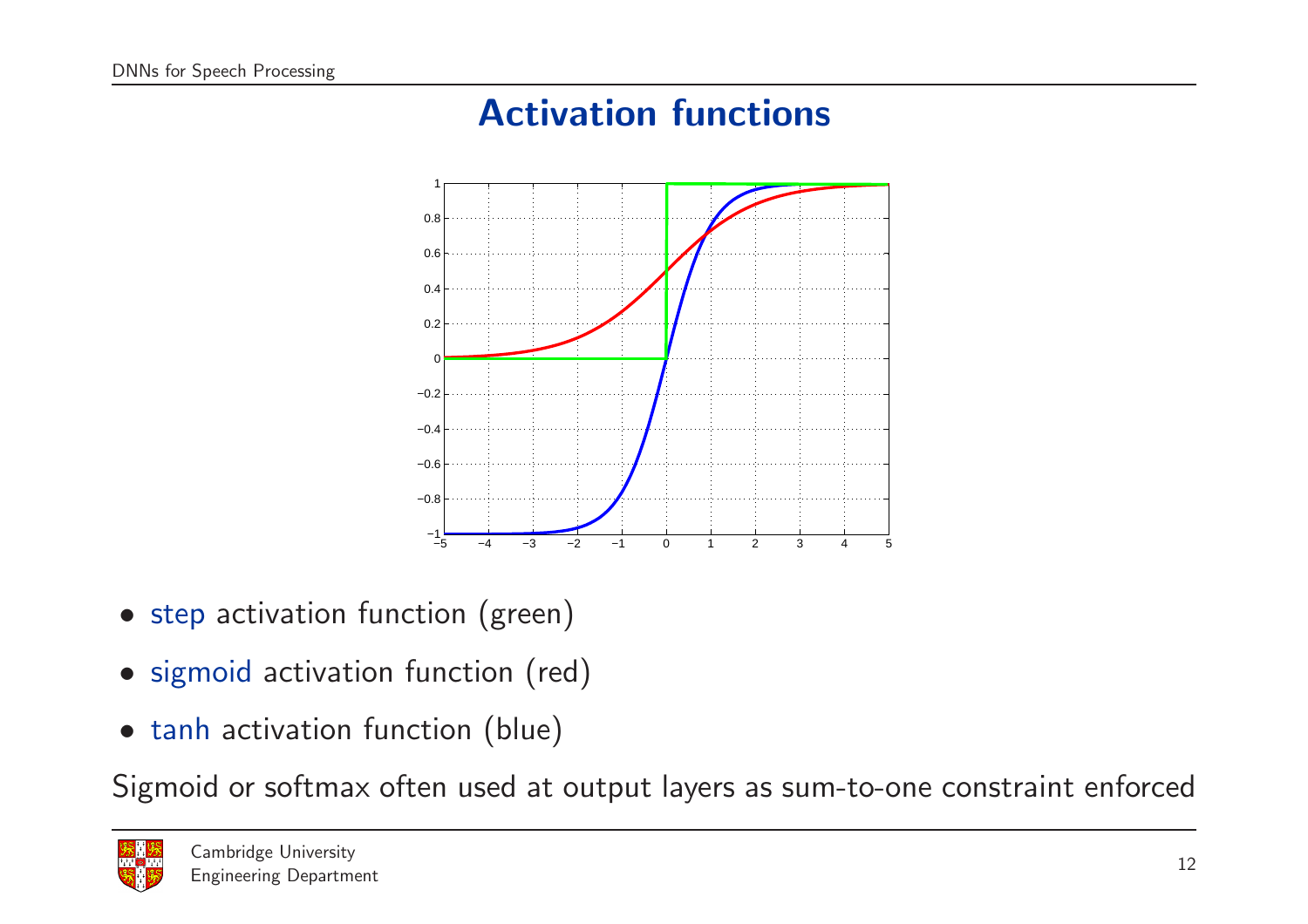# Activation functions

- step activation function (green)
- sigmoid activation function (red)
- tanh activation function (blue)

Sigmoid or softmax often used at output layers as sum-to-one constraint enforced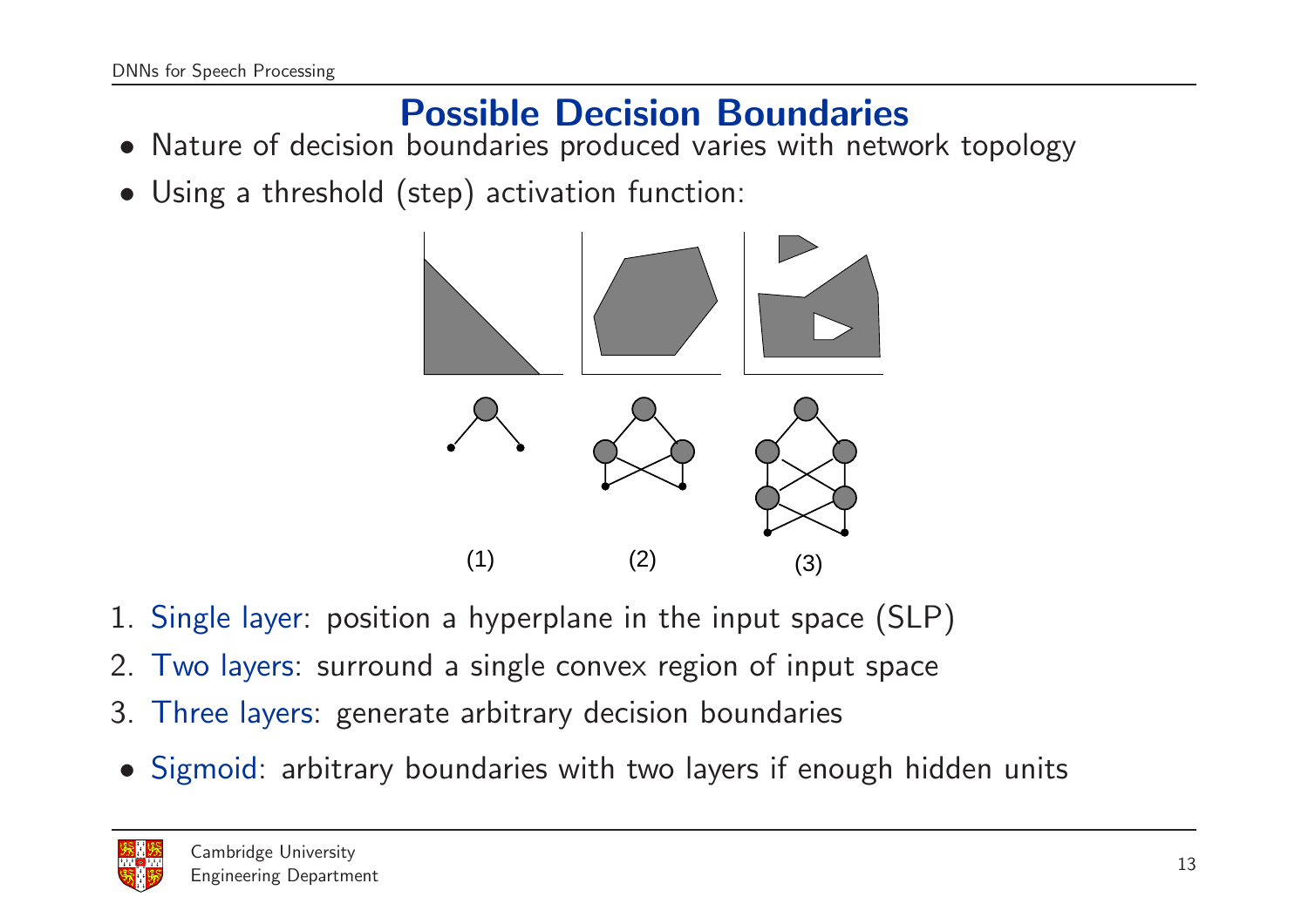# Possible Decision Boundaries

- Nature of decision boundaries produced varies with network topology
- Using a threshold (step) activation function:

(1) (2) (3)

1. Single layer: position a hyperplane in the input space (SLP)
2. Two layers: surround a single convex region of input space
3. Three layers: generate arbitrary decision boundaries

- Sigmoid: arbitrary boundaries with two layers if enough hidden units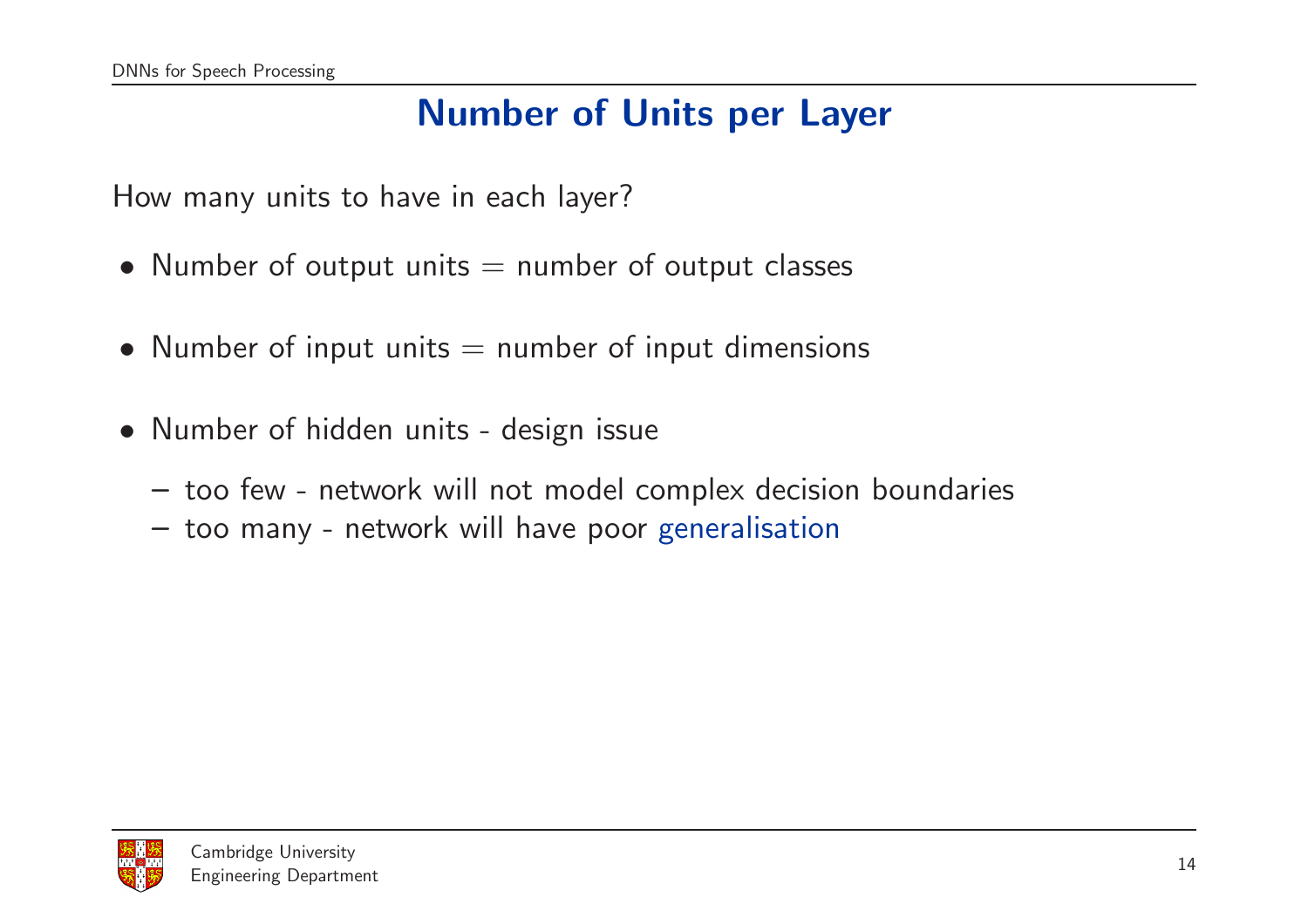# Number of Units per Layer

How many units to have in each layer?

- Number of output units = number of output classes
- Number of input units = number of input dimensions
- Number of hidden units - design issue
  - too few - network will not model complex decision boundaries
  - too many - network will have poor generalisation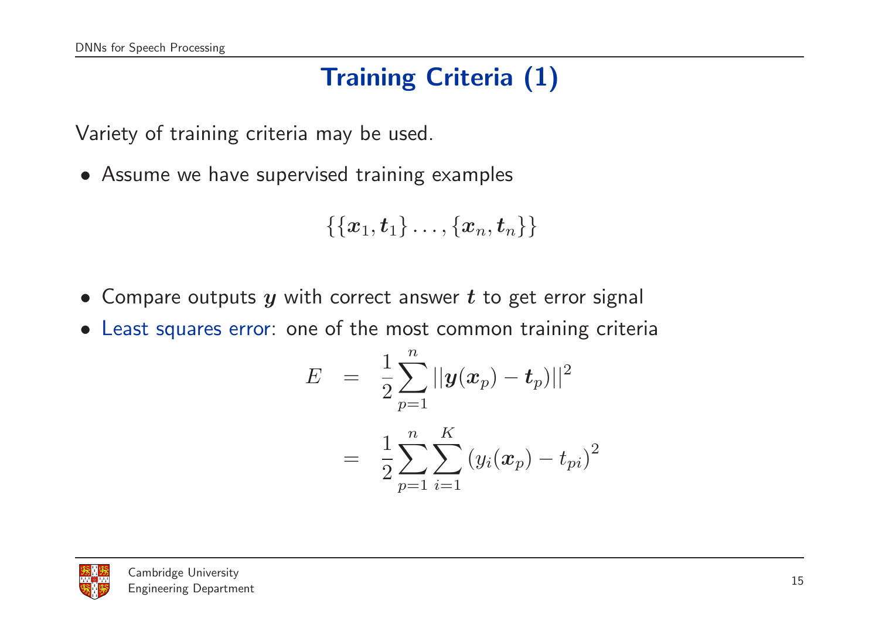# Training Criteria (1)

Variety of training criteria may be used.

- Assume we have supervised training examples

$$\{\{\boldsymbol{x}_1, \boldsymbol{t}_1\} \ldots, \{\boldsymbol{x}_n, \boldsymbol{t}_n\}\}$$

- Compare outputs $\boldsymbol{y}$ with correct answer $\boldsymbol{t}$ to get error signal
- Least squares error: one of the most common training criteria

$$\begin{aligned} E &= \frac{1}{2}\sum_{p=1}^{n} ||\boldsymbol{y}(\boldsymbol{x}_p) - \boldsymbol{t}_p)||^2 \\ &= \frac{1}{2}\sum_{p=1}^{n}\sum_{i=1}^{K} \left(y_i(\boldsymbol{x}_p) - t_{pi}\right)^2 \end{aligned}$$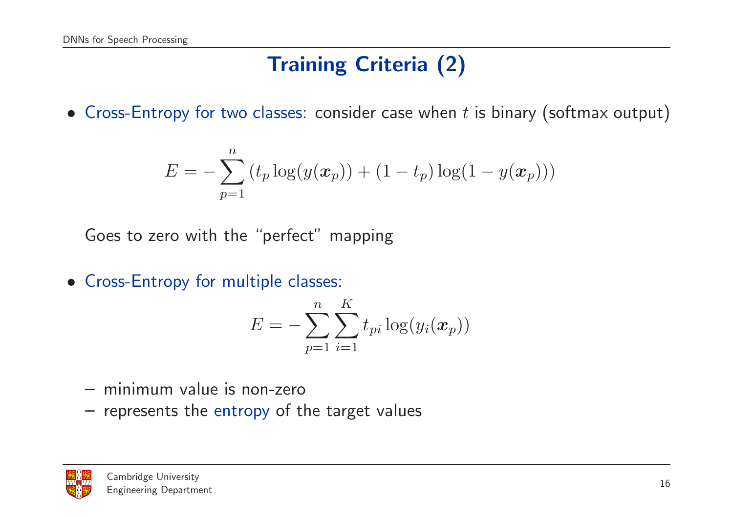# Training Criteria (2)

- Cross-Entropy for two classes: consider case when $t$ is binary (softmax output)

$$E = -\sum_{p=1}^{n} \left( t_p \log(y(\boldsymbol{x}_p)) + (1 - t_p) \log(1 - y(\boldsymbol{x}_p)) \right)$$

  Goes to zero with the "perfect" mapping

- Cross-Entropy for multiple classes:

$$E = -\sum_{p=1}^{n} \sum_{i=1}^{K} t_{pi} \log(y_i(\boldsymbol{x}_p))$$

  - minimum value is non-zero
  - represents the entropy of the target values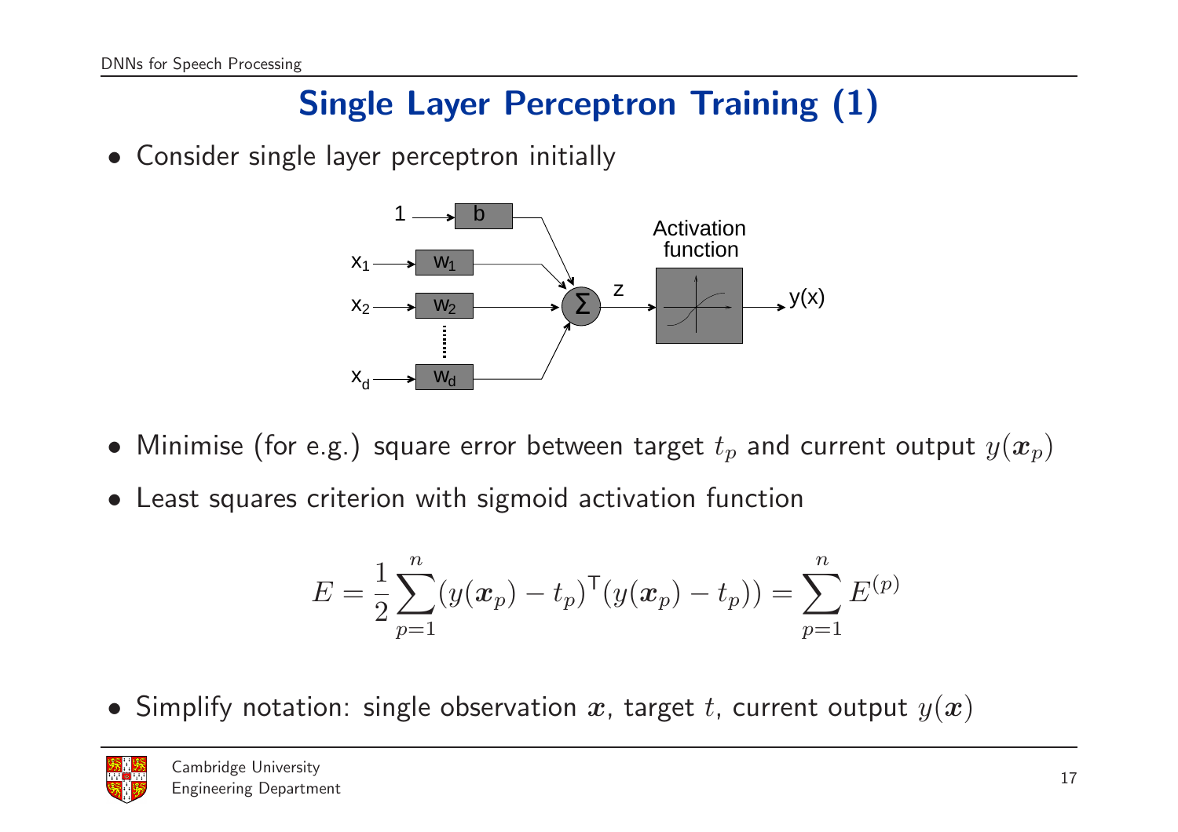# Single Layer Perceptron Training (1)

- Consider single layer perceptron initially

- Minimise (for e.g.) square error between target $t_p$ and current output $y(\boldsymbol{x}_p)$
- Least squares criterion with sigmoid activation function

$$E = \frac{1}{2}\sum_{p=1}^{n}(y(\boldsymbol{x}_p) - t_p)^{\mathsf{T}}(y(\boldsymbol{x}_p) - t_p)) = \sum_{p=1}^{n} E^{(p)}$$

- Simplify notation: single observation $\boldsymbol{x}$, target $t$, current output $y(\boldsymbol{x})$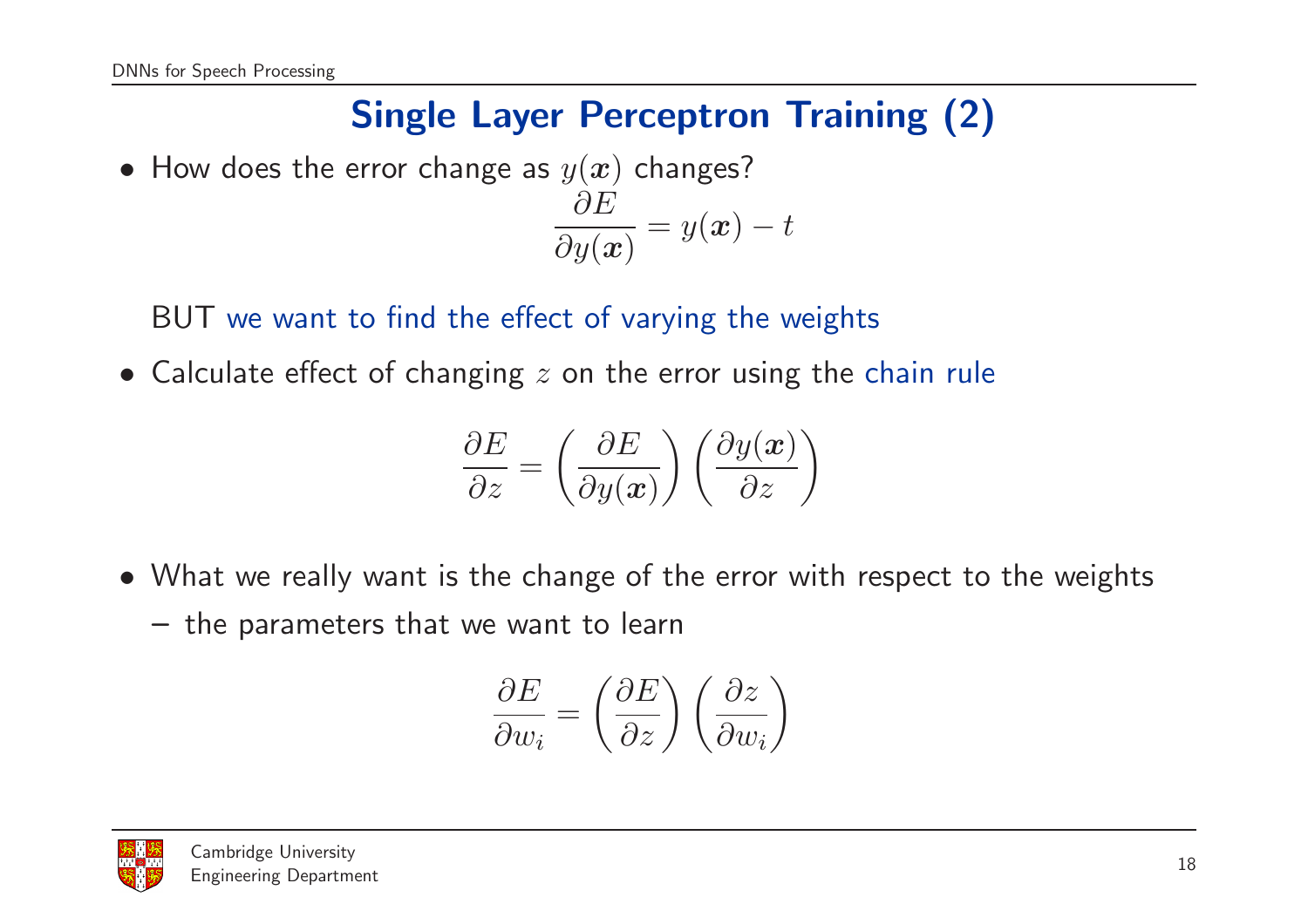# Single Layer Perceptron Training (2)

- How does the error change as $y(\boldsymbol{x})$ changes?

$$\frac{\partial E}{\partial y(\boldsymbol{x})} = y(\boldsymbol{x}) - t$$

  BUT we want to find the effect of varying the weights

- Calculate effect of changing $z$ on the error using the chain rule

$$\frac{\partial E}{\partial z} = \left(\frac{\partial E}{\partial y(\boldsymbol{x})}\right)\left(\frac{\partial y(\boldsymbol{x})}{\partial z}\right)$$

- What we really want is the change of the error with respect to the weights
  - the parameters that we want to learn

$$\frac{\partial E}{\partial w_i} = \left(\frac{\partial E}{\partial z}\right)\left(\frac{\partial z}{\partial w_i}\right)$$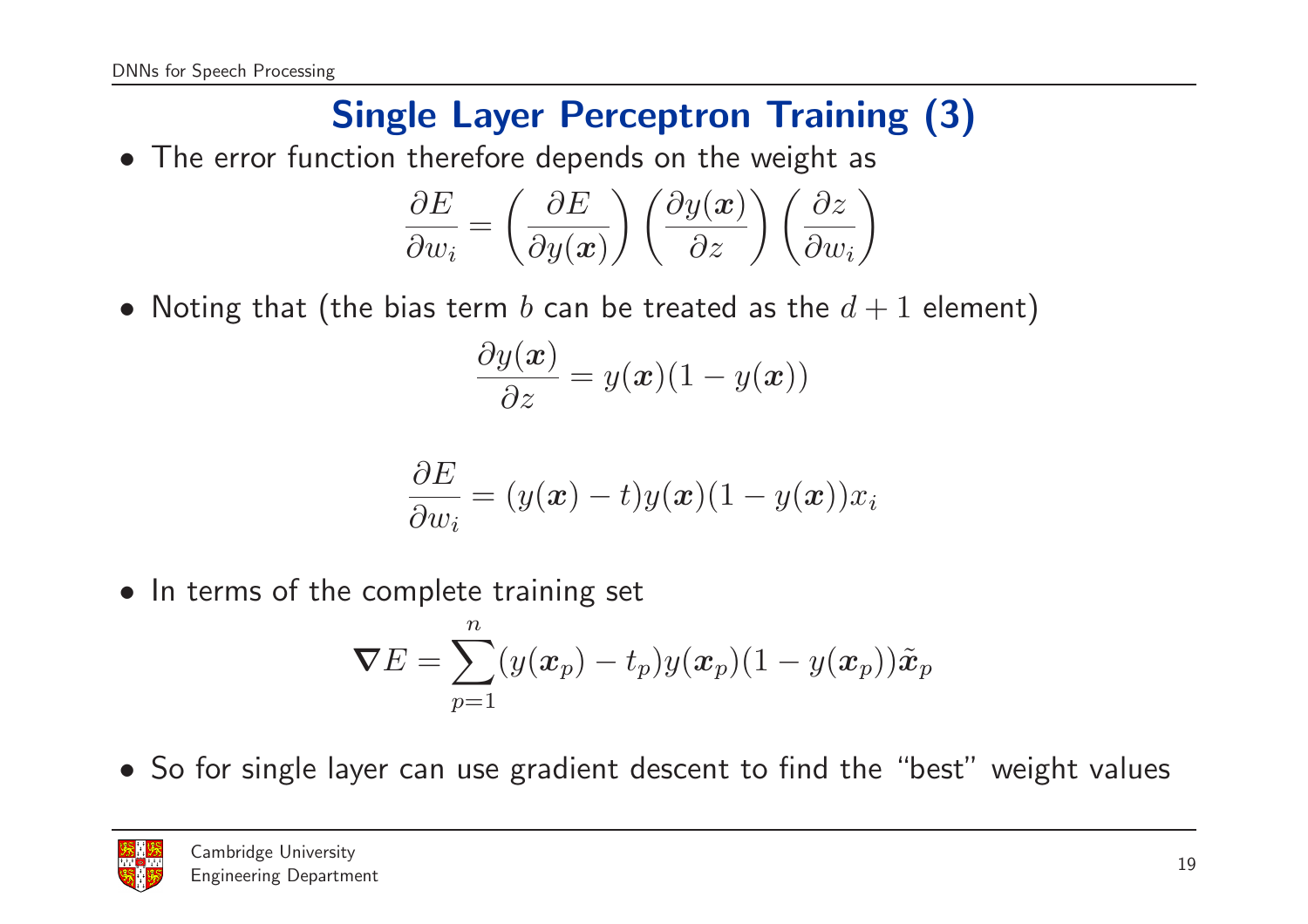# Single Layer Perceptron Training (3)

- The error function therefore depends on the weight as

$$\frac{\partial E}{\partial w_i} = \left(\frac{\partial E}{\partial y(\boldsymbol{x})}\right)\left(\frac{\partial y(\boldsymbol{x})}{\partial z}\right)\left(\frac{\partial z}{\partial w_i}\right)$$

- Noting that (the bias term $b$ can be treated as the $d+1$ element)

$$\frac{\partial y(\boldsymbol{x})}{\partial z} = y(\boldsymbol{x})(1 - y(\boldsymbol{x}))$$

$$\frac{\partial E}{\partial w_i} = (y(\boldsymbol{x}) - t)y(\boldsymbol{x})(1 - y(\boldsymbol{x}))x_i$$

- In terms of the complete training set

$$\boldsymbol{\nabla} E = \sum_{p=1}^{n}(y(\boldsymbol{x}_p) - t_p)y(\boldsymbol{x}_p)(1 - y(\boldsymbol{x}_p))\tilde{\boldsymbol{x}}_p$$

- So for single layer can use gradient descent to find the "best" weight values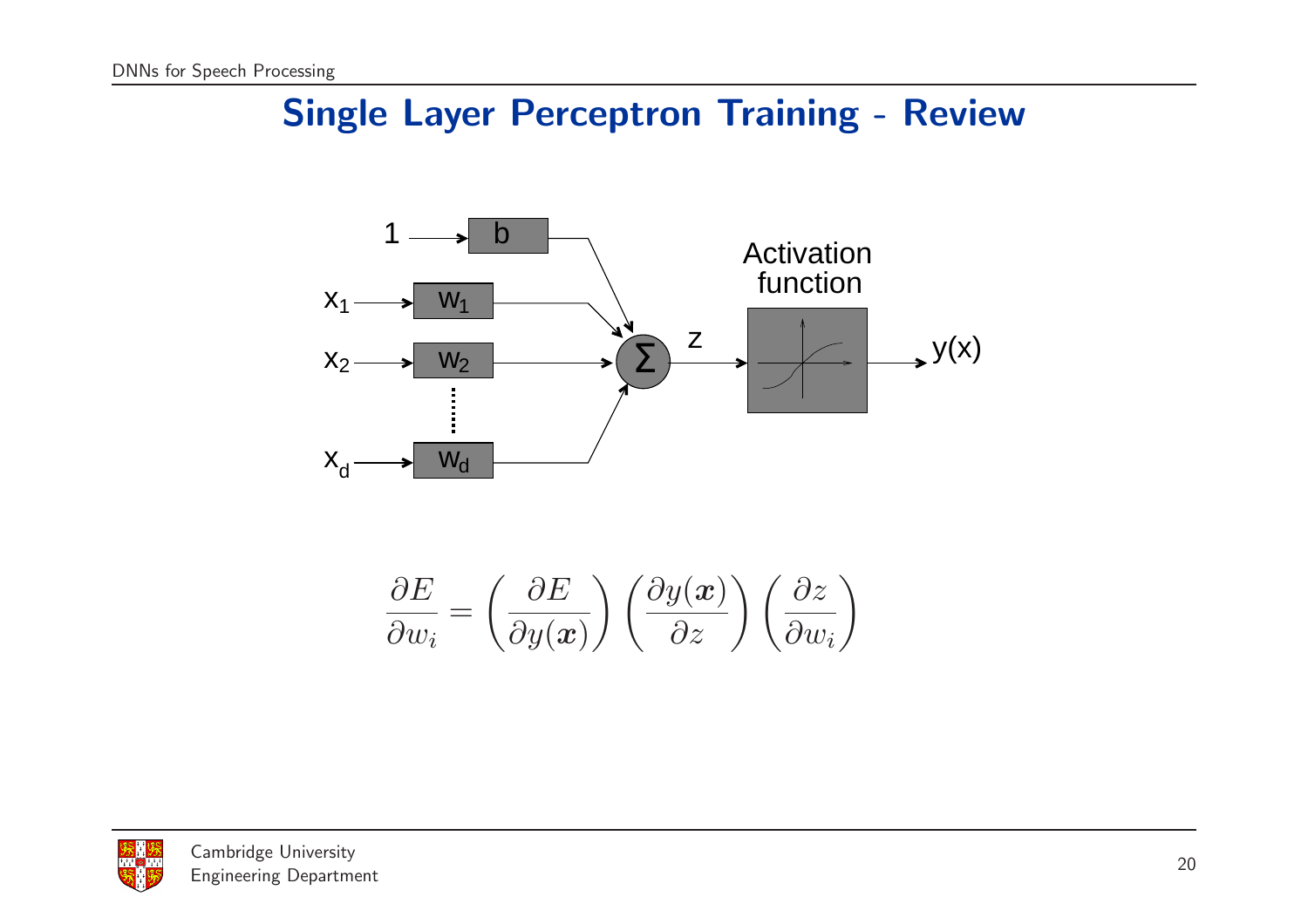# Single Layer Perceptron Training - Review

$$\frac{\partial E}{\partial w_i} = \left(\frac{\partial E}{\partial y(\boldsymbol{x})}\right)\left(\frac{\partial y(\boldsymbol{x})}{\partial z}\right)\left(\frac{\partial z}{\partial w_i}\right)$$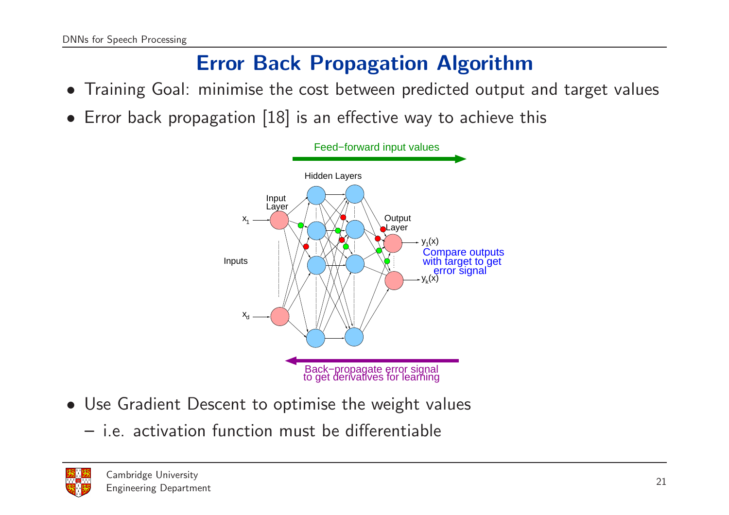# Error Back Propagation Algorithm

- Training Goal: minimise the cost between predicted output and target values
- Error back propagation [18] is an effective way to achieve this

- Use Gradient Descent to optimise the weight values
  - i.e. activation function must be differentiable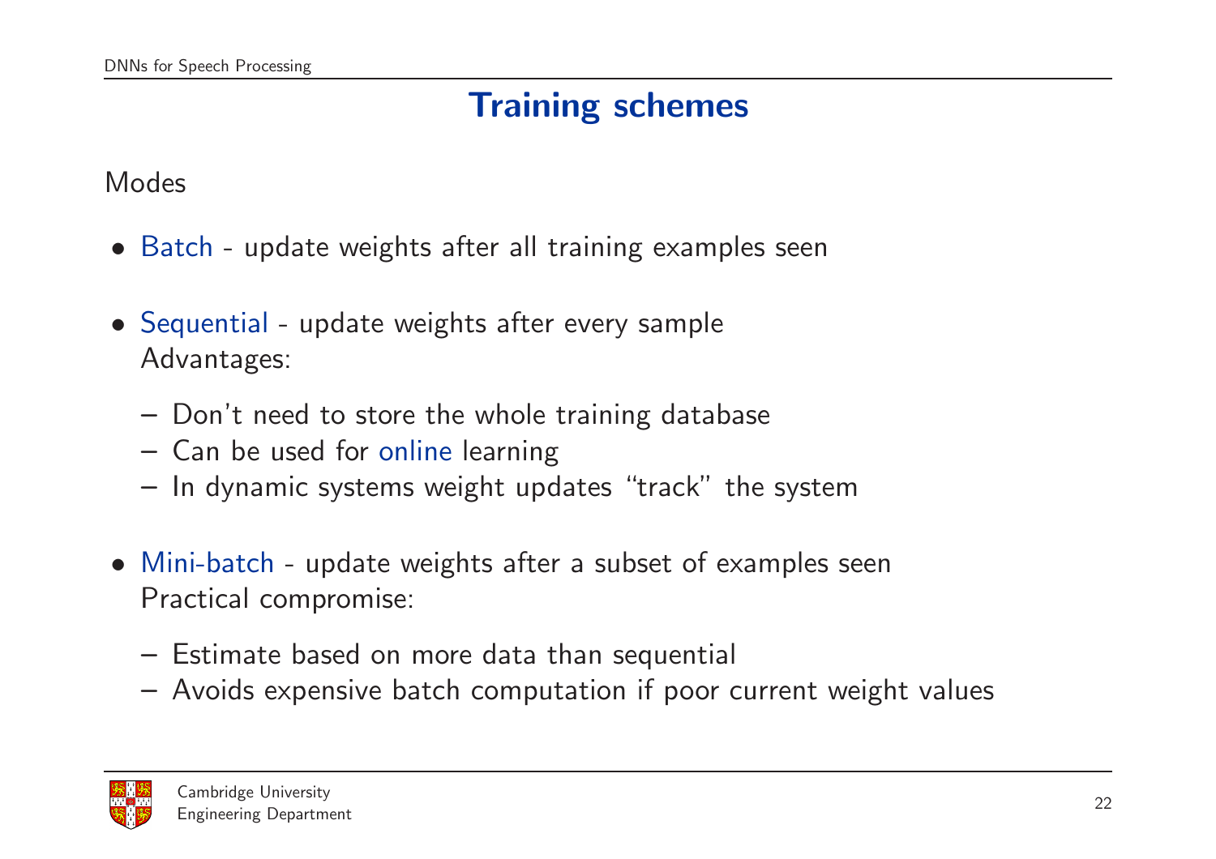# Training schemes

Modes

- Batch - update weights after all training examples seen
- Sequential - update weights after every sample
  Advantages:
  - Don't need to store the whole training database
  - Can be used for online learning
  - In dynamic systems weight updates "track" the system
- Mini-batch - update weights after a subset of examples seen
  Practical compromise:
  - Estimate based on more data than sequential
  - Avoids expensive batch computation if poor current weight values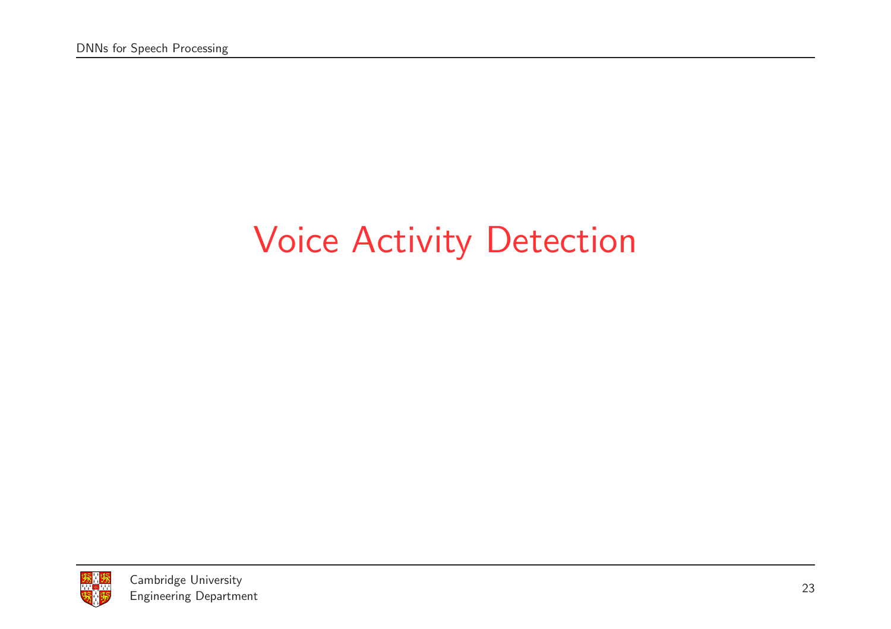# Voice Activity Detection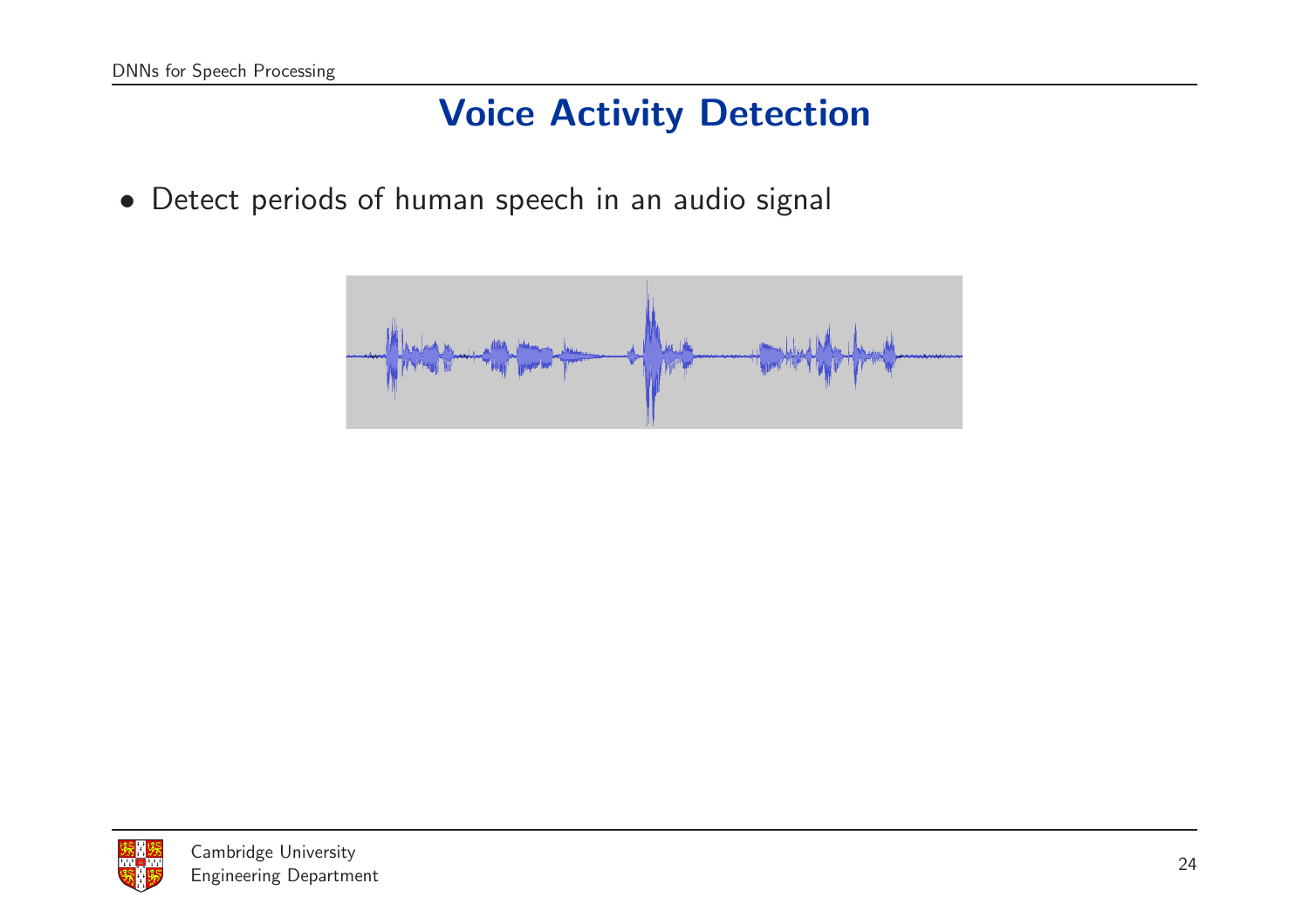# Voice Activity Detection

- Detect periods of human speech in an audio signal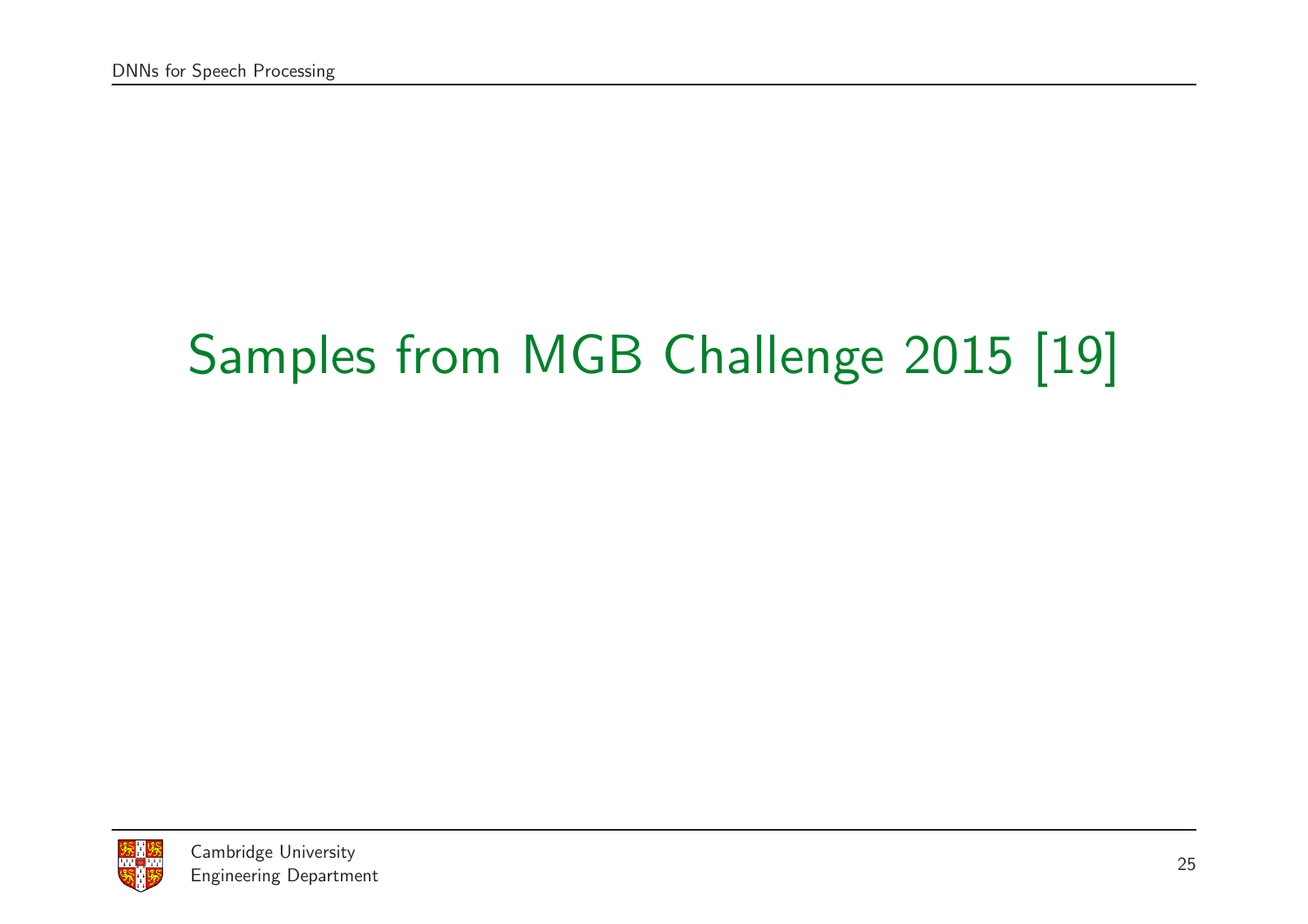# Samples from MGB Challenge 2015 [19]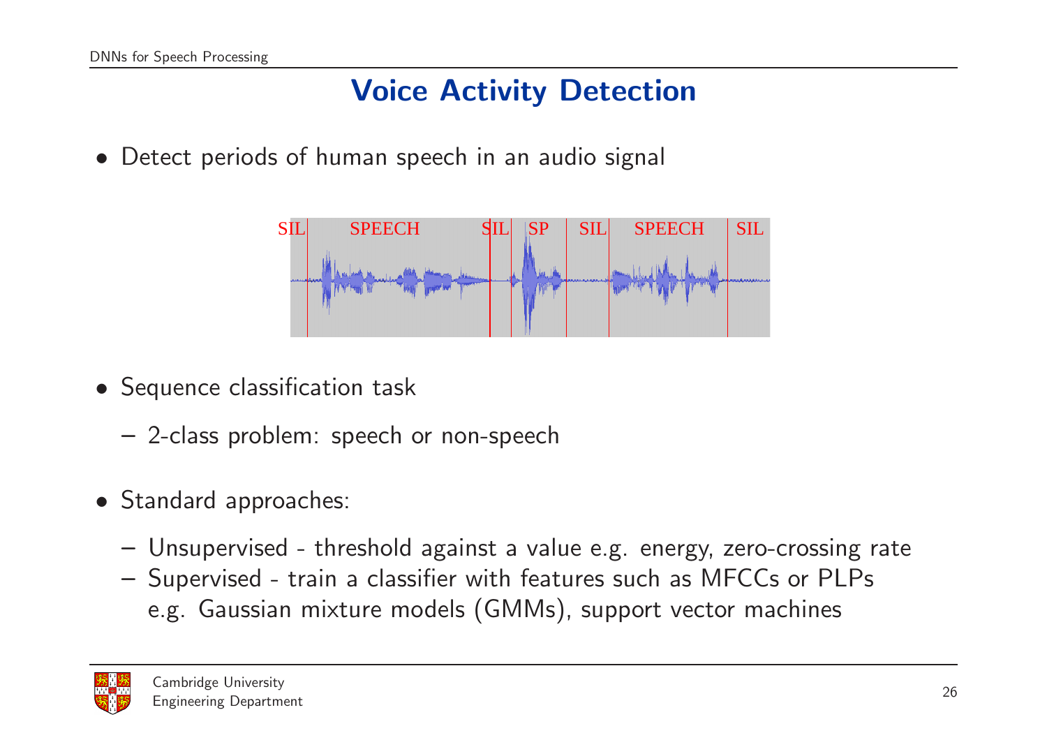# Voice Activity Detection

- Detect periods of human speech in an audio signal

- Sequence classification task
  - 2-class problem: speech or non-speech

- Standard approaches:
  - Unsupervised - threshold against a value e.g. energy, zero-crossing rate
  - Supervised - train a classifier with features such as MFCCs or PLPs e.g. Gaussian mixture models (GMMs), support vector machines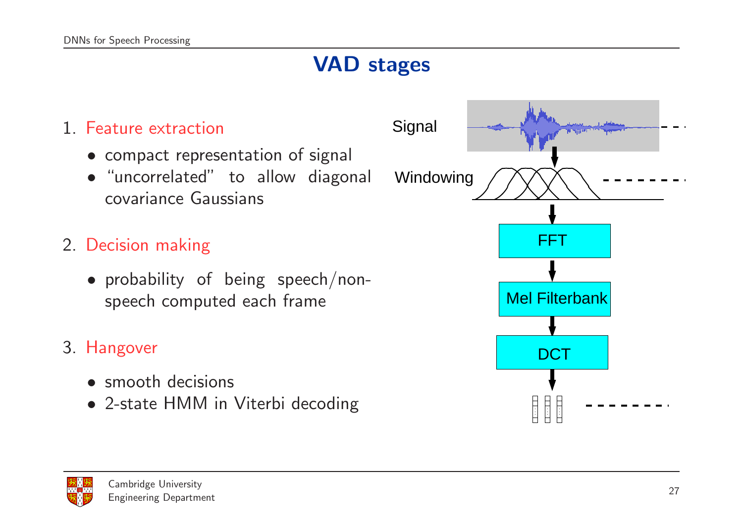# VAD stages

1. Feature extraction
   - compact representation of signal
   - "uncorrelated" to allow diagonal covariance Gaussians
2. Decision making
   - probability of being speech/non-speech computed each frame
3. Hangover
   - smooth decisions
   - 2-state HMM in Viterbi decoding

Signal

Windowing

FFT

Mel Filterbank

DCT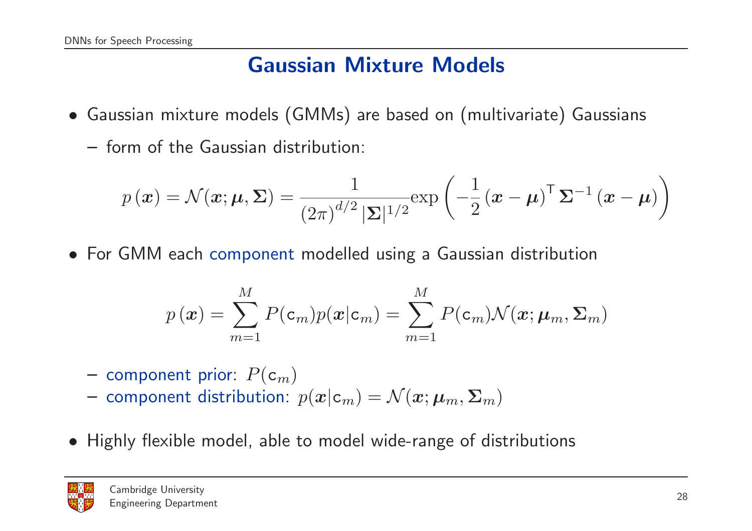## Gaussian Mixture Models

- Gaussian mixture models (GMMs) are based on (multivariate) Gaussians
  - form of the Gaussian distribution:

$$p\left(\boldsymbol{x}\right) = \mathcal{N}(\boldsymbol{x}; \boldsymbol{\mu}, \boldsymbol{\Sigma}) = \frac{1}{\left(2\pi\right)^{d/2} |\boldsymbol{\Sigma}|^{1/2}} \exp\left(-\frac{1}{2}\left(\boldsymbol{x} - \boldsymbol{\mu}\right)^{\mathsf{T}} \boldsymbol{\Sigma}^{-1} \left(\boldsymbol{x} - \boldsymbol{\mu}\right)\right)$$

- For GMM each component modelled using a Gaussian distribution

$$p\left(\boldsymbol{x}\right) = \sum_{m=1}^{M} P(\mathsf{c}_m) p(\boldsymbol{x}|\mathsf{c}_m) = \sum_{m=1}^{M} P(\mathsf{c}_m) \mathcal{N}(\boldsymbol{x}; \boldsymbol{\mu}_m, \boldsymbol{\Sigma}_m)$$

  - component prior: $P(\mathsf{c}_m)$
  - component distribution: $p(\boldsymbol{x}|\mathsf{c}_m) = \mathcal{N}(\boldsymbol{x}; \boldsymbol{\mu}_m, \boldsymbol{\Sigma}_m)$

- Highly flexible model, able to model wide-range of distributions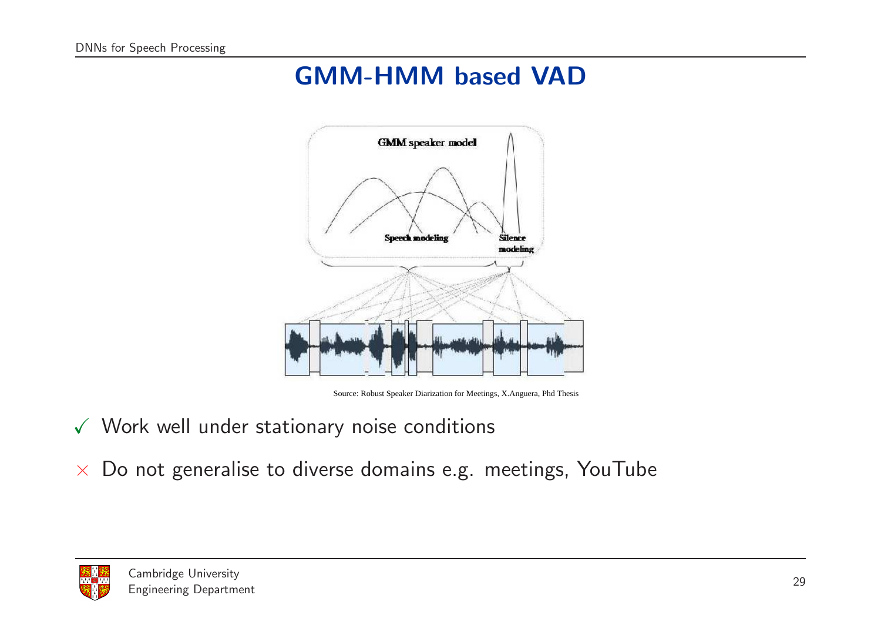# GMM-HMM based VAD

Source: Robust Speaker Diarization for Meetings, X.Anguera, Phd Thesis

- ✓ Work well under stationary noise conditions
- × Do not generalise to diverse domains e.g. meetings, YouTube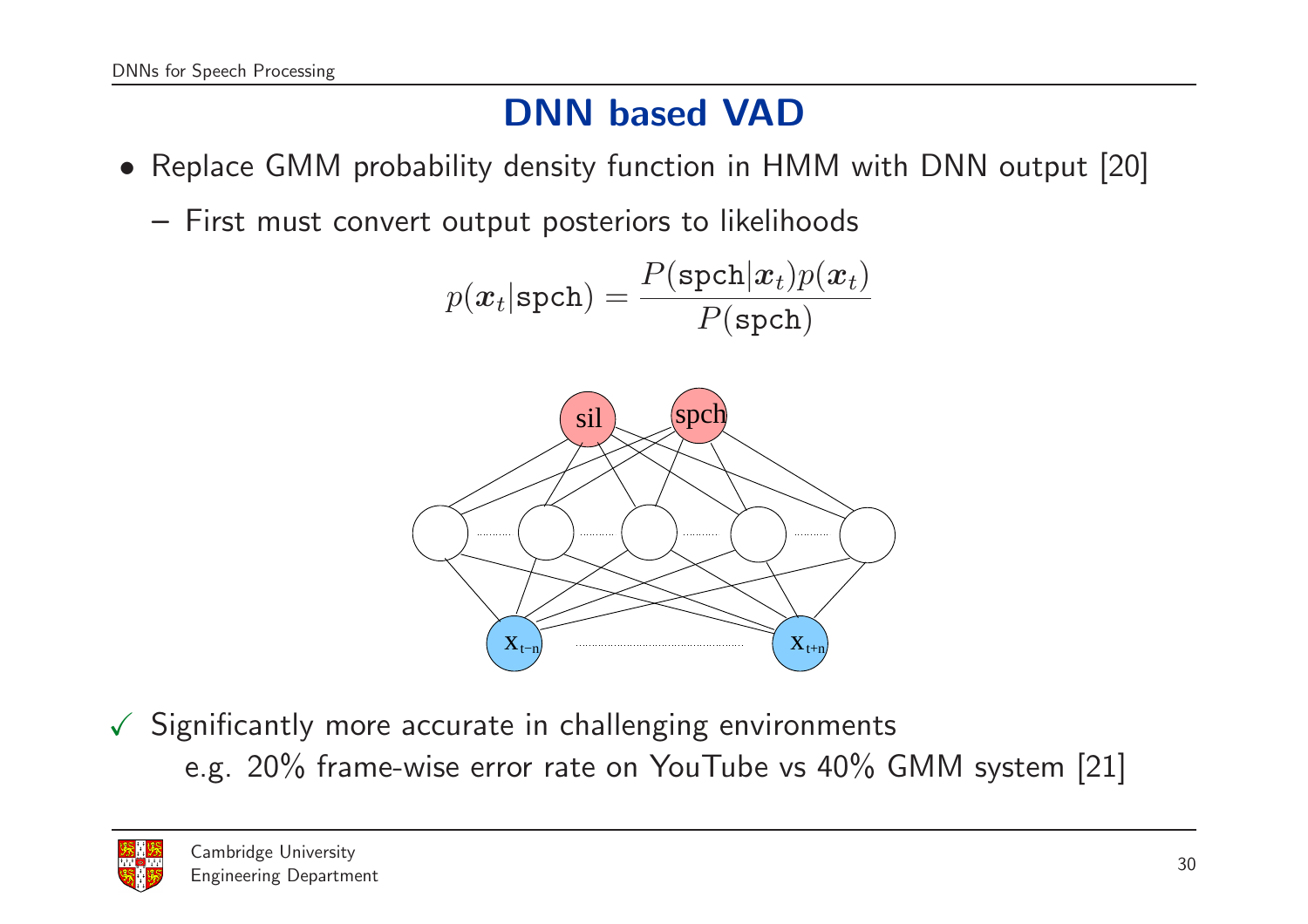# DNN based VAD

- Replace GMM probability density function in HMM with DNN output [20]
  - First must convert output posteriors to likelihoods

$$p(\boldsymbol{x}_t|\texttt{spch}) = \frac{P(\texttt{spch}|\boldsymbol{x}_t)p(\boldsymbol{x}_t)}{P(\texttt{spch})}$$

✓ Significantly more accurate in challenging environments
e.g. 20% frame-wise error rate on YouTube vs 40% GMM system [21]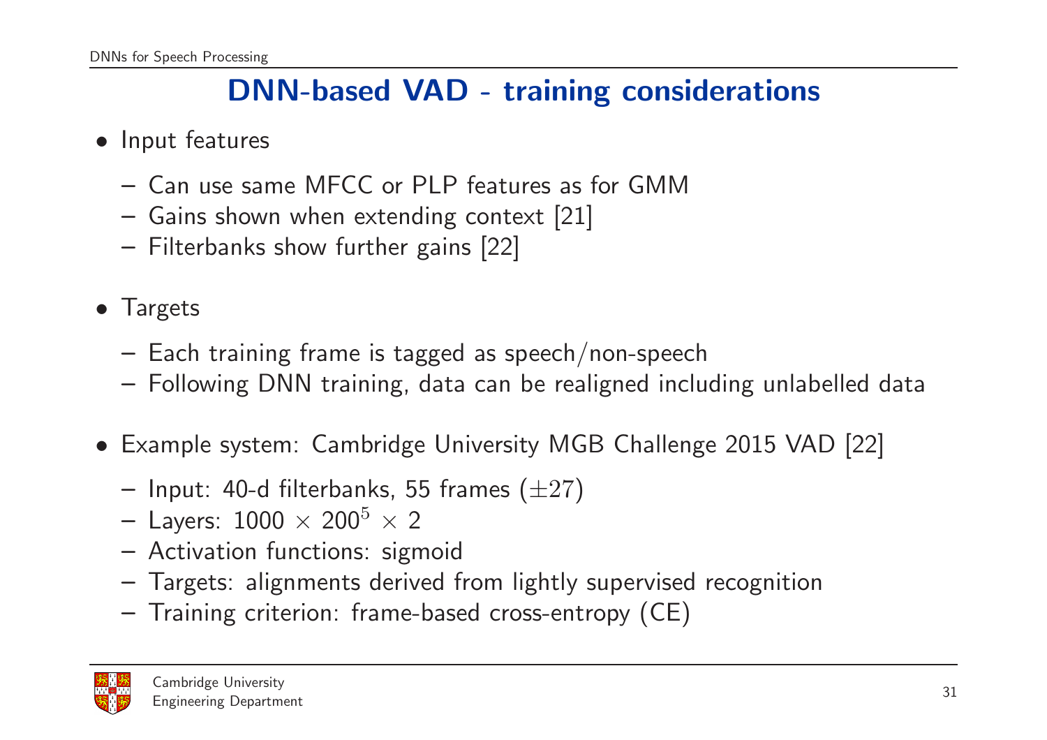# DNN-based VAD - training considerations

- Input features
  - Can use same MFCC or PLP features as for GMM
  - Gains shown when extending context [21]
  - Filterbanks show further gains [22]

- Targets
  - Each training frame is tagged as speech/non-speech
  - Following DNN training, data can be realigned including unlabelled data

- Example system: Cambridge University MGB Challenge 2015 VAD [22]
  - Input: 40-d filterbanks, 55 frames ($\pm 27$)
  - Layers: $1000 \times 200^5 \times 2$
  - Activation functions: sigmoid
  - Targets: alignments derived from lightly supervised recognition
  - Training criterion: frame-based cross-entropy (CE)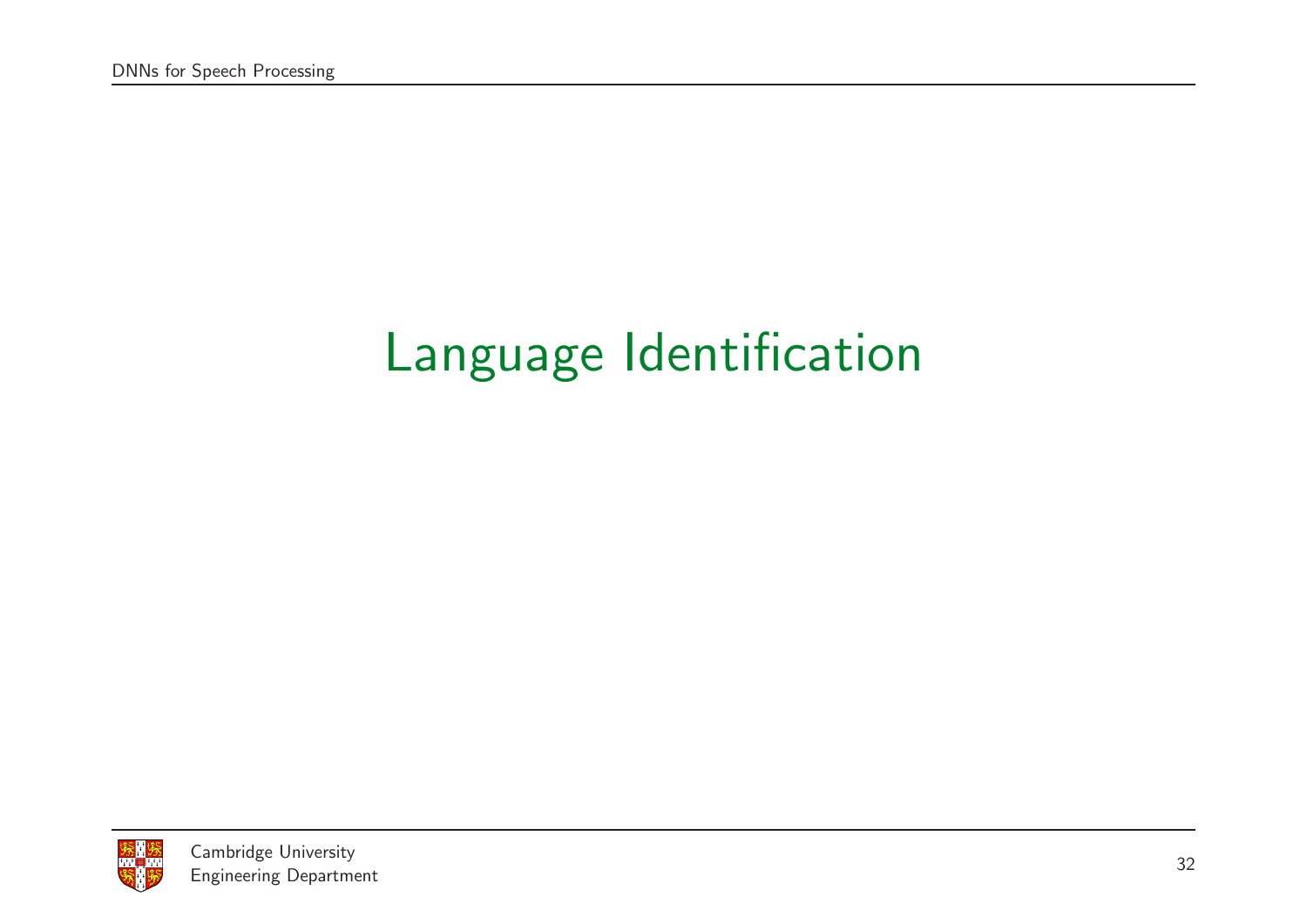# Language Identification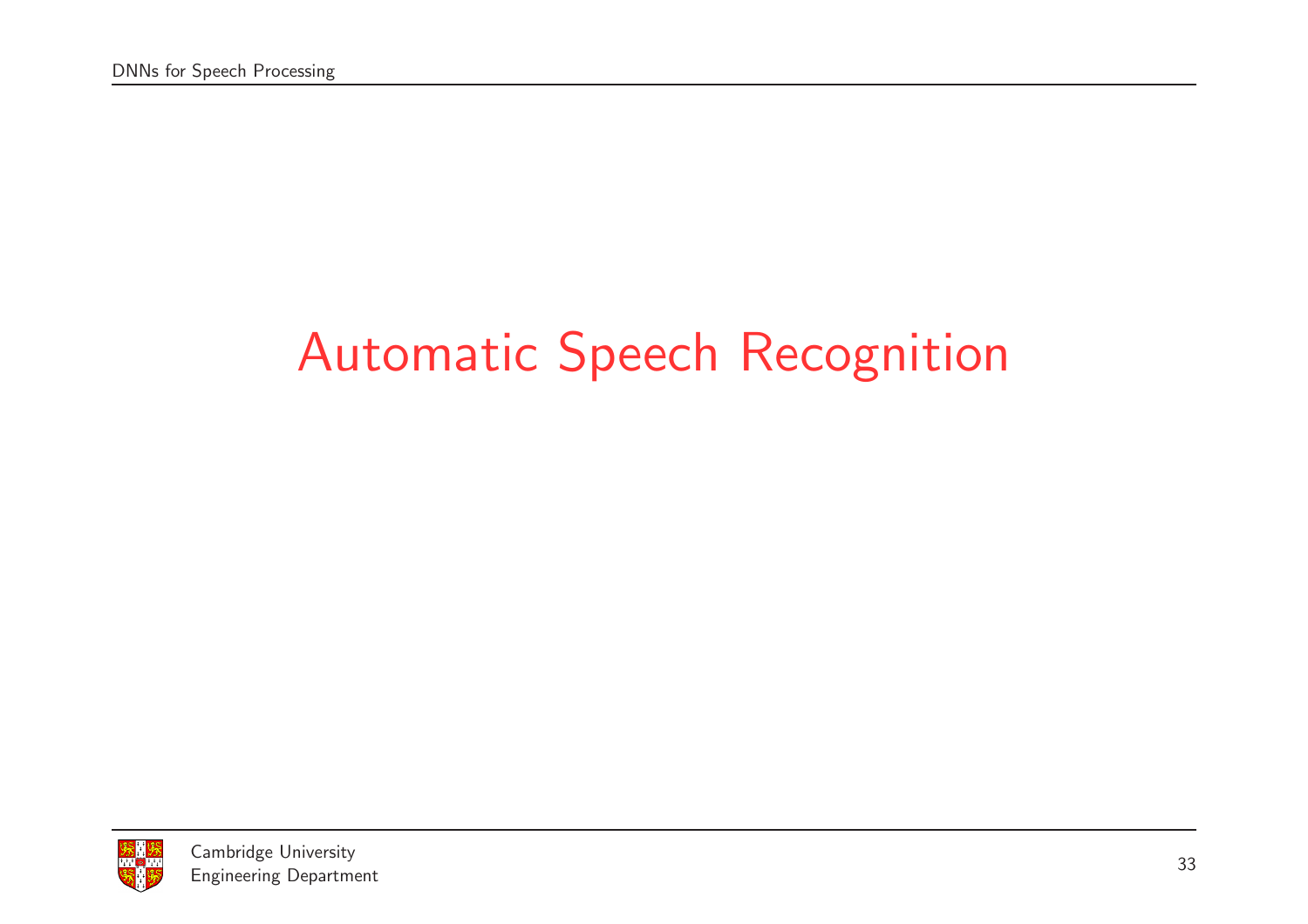# Automatic Speech Recognition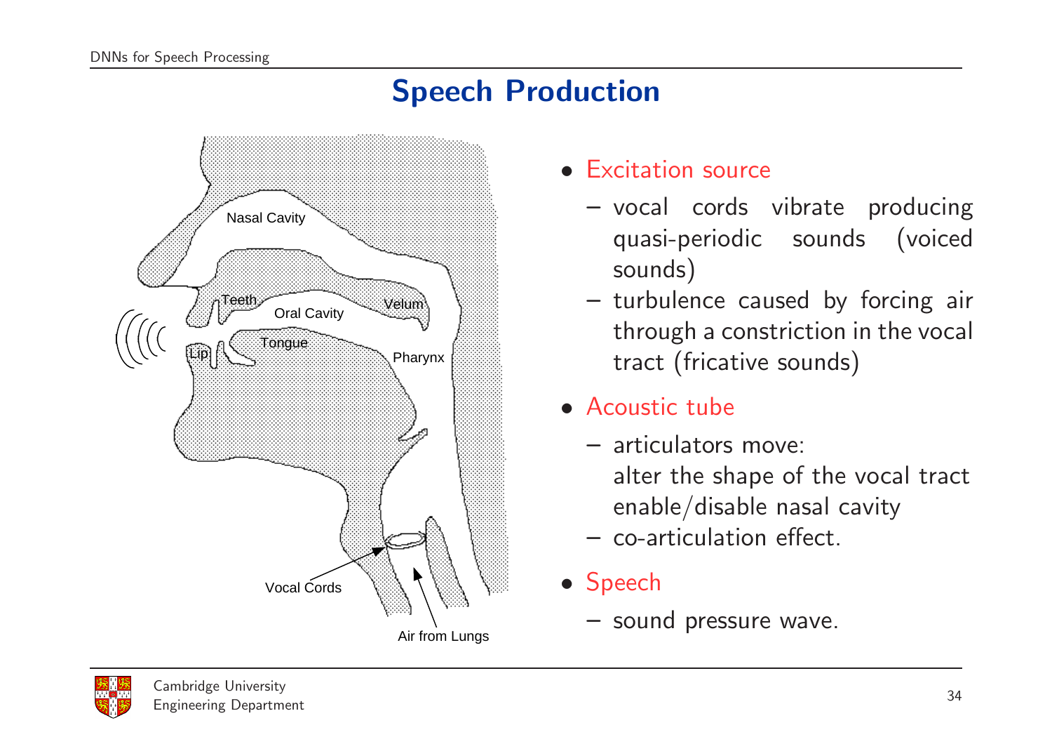# Speech Production

- Excitation source
  - vocal cords vibrate producing quasi-periodic sounds (voiced sounds)
  - turbulence caused by forcing air through a constriction in the vocal tract (fricative sounds)
- Acoustic tube
  - articulators move:
    alter the shape of the vocal tract
    enable/disable nasal cavity
  - co-articulation effect.
- Speech
  - sound pressure wave.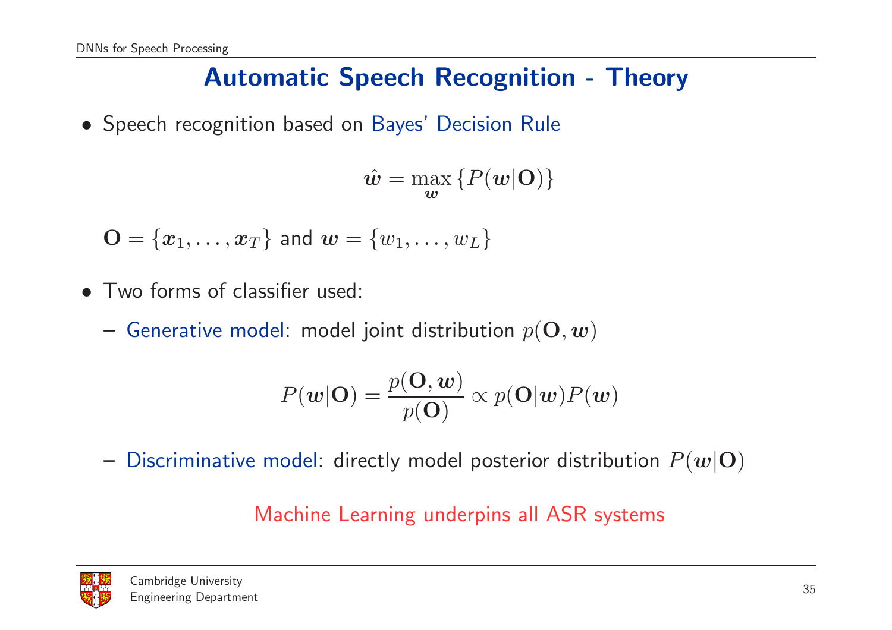# Automatic Speech Recognition - Theory

- Speech recognition based on Bayes' Decision Rule

$$\hat{\boldsymbol{w}} = \max_{\boldsymbol{w}} \left\{ P(\boldsymbol{w}|\mathbf{O}) \right\}$$

$\mathbf{O} = \{\boldsymbol{x}_1, \ldots, \boldsymbol{x}_T\}$ and $\boldsymbol{w} = \{w_1, \ldots, w_L\}$

- Two forms of classifier used:
  - Generative model: model joint distribution $p(\mathbf{O}, \boldsymbol{w})$

$$P(\boldsymbol{w}|\mathbf{O}) = \frac{p(\mathbf{O}, \boldsymbol{w})}{p(\mathbf{O})} \propto p(\mathbf{O}|\boldsymbol{w})P(\boldsymbol{w})$$

  - Discriminative model: directly model posterior distribution $P(\boldsymbol{w}|\mathbf{O})$

Machine Learning underpins all ASR systems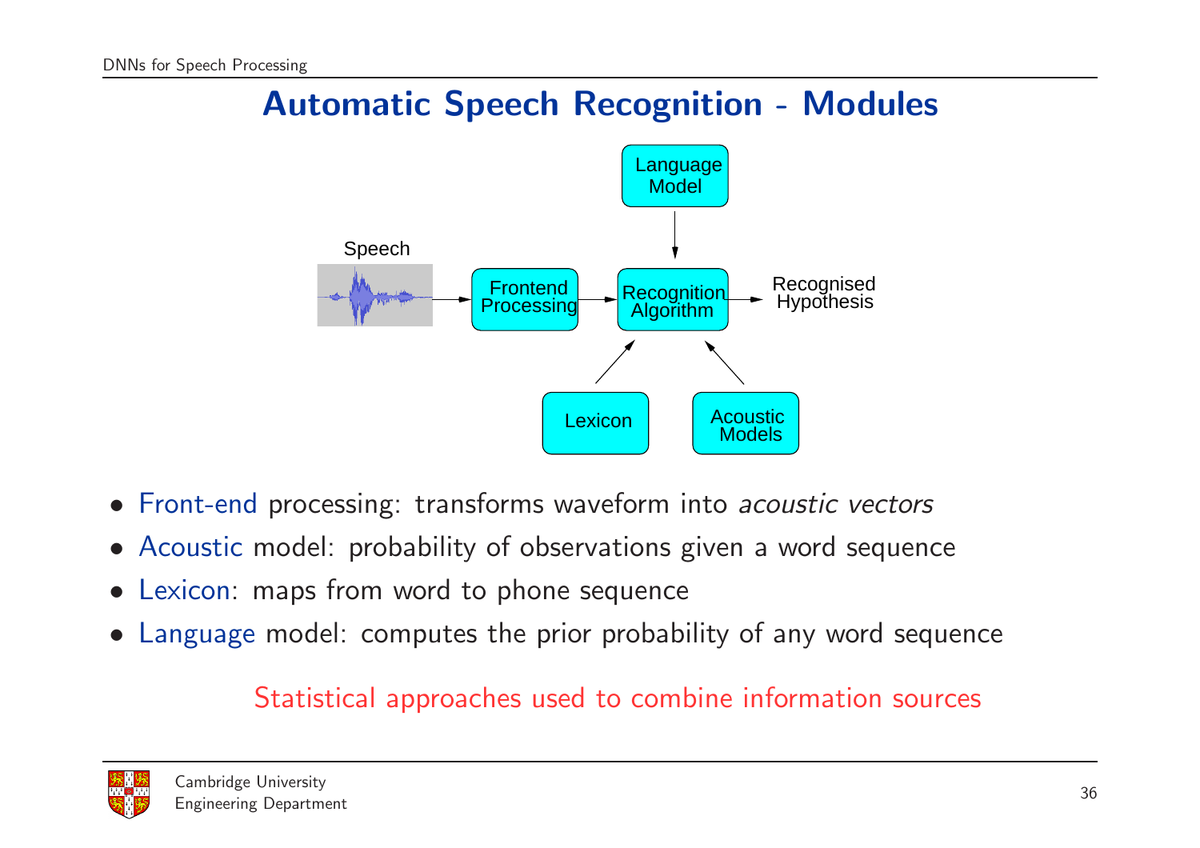# Automatic Speech Recognition - Modules

Speech → Frontend Processing → Recognition Algorithm → Recognised Hypothesis

Language Model → Recognition Algorithm

Lexicon → Recognition Algorithm

Acoustic Models → Recognition Algorithm

- Front-end processing: transforms waveform into *acoustic vectors*
- Acoustic model: probability of observations given a word sequence
- Lexicon: maps from word to phone sequence
- Language model: computes the prior probability of any word sequence

Statistical approaches used to combine information sources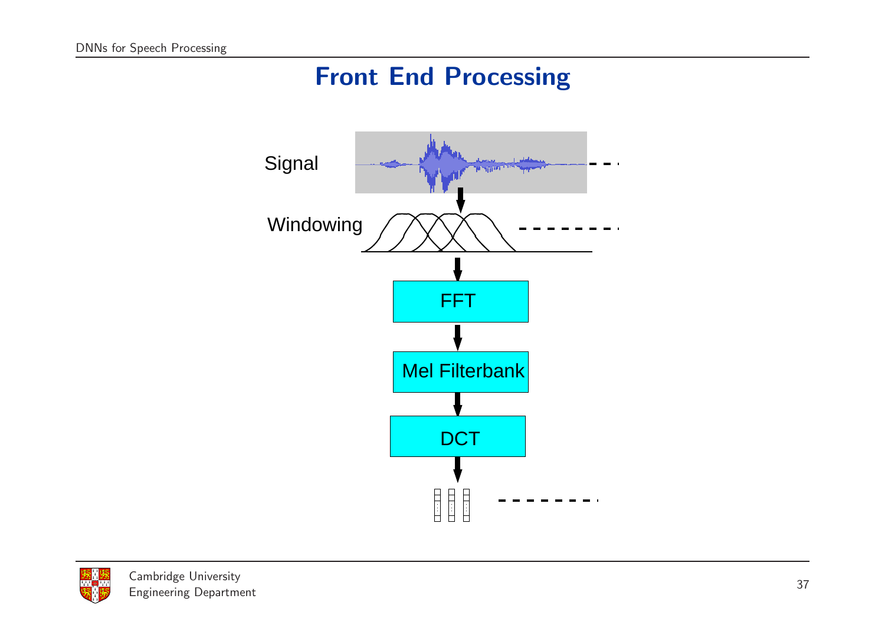# Front End Processing

Signal

Windowing

FFT

Mel Filterbank

DCT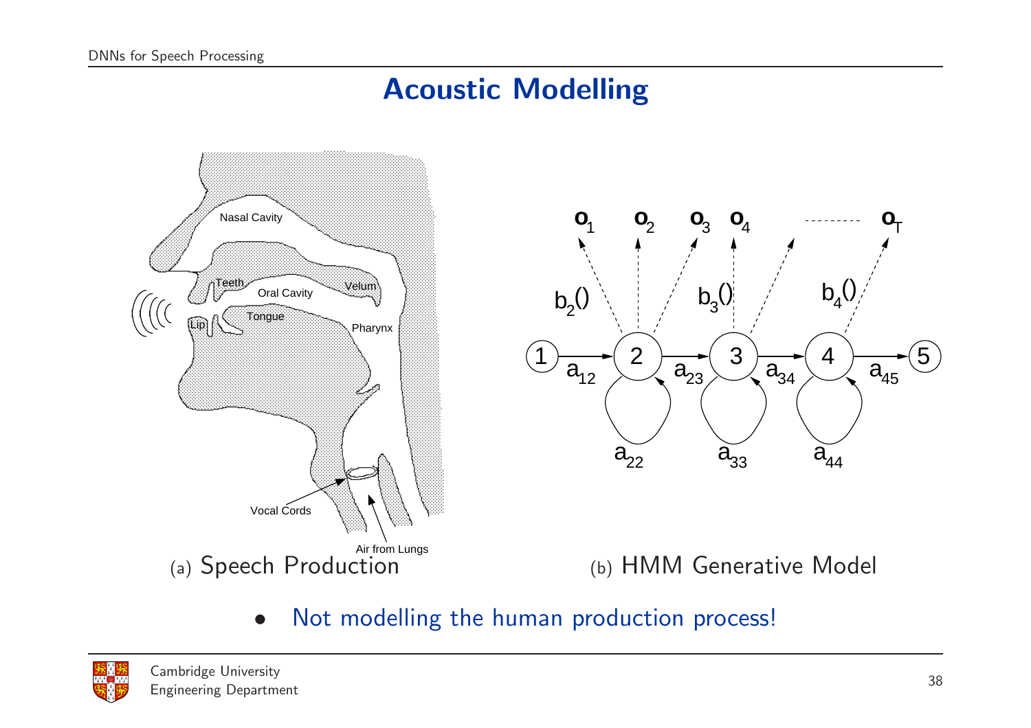# Acoustic Modelling

(a) Speech Production

(b) HMM Generative Model

- Not modelling the human production process!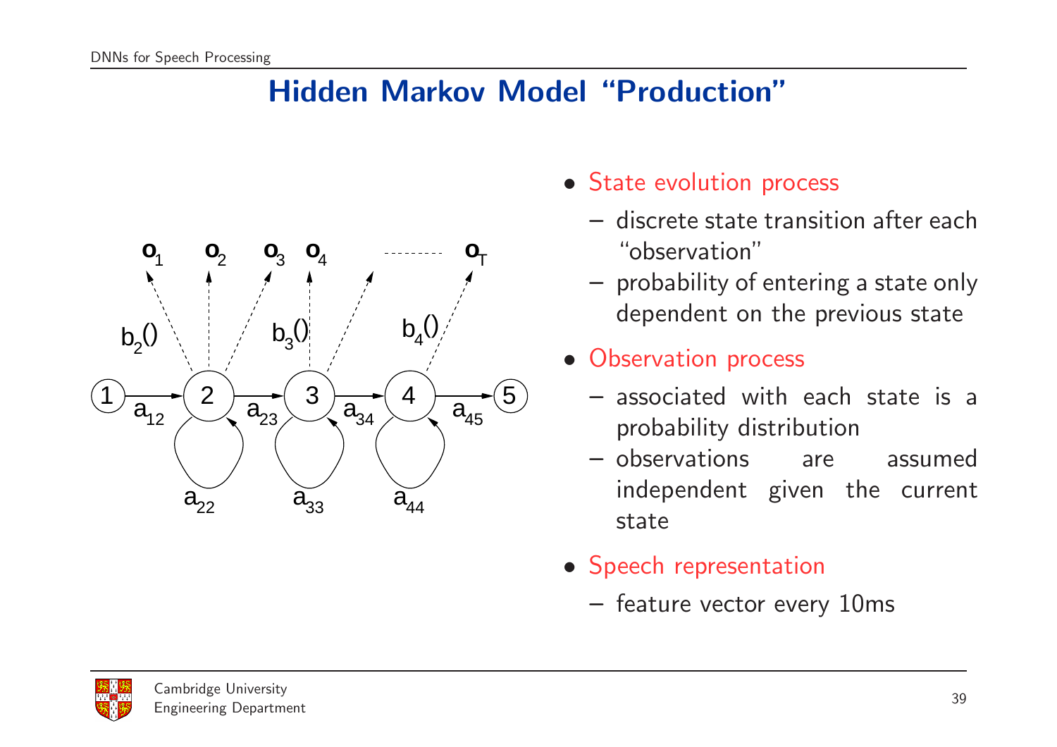# Hidden Markov Model "Production"

- State evolution process
  - discrete state transition after each "observation"
  - probability of entering a state only dependent on the previous state
- Observation process
  - associated with each state is a probability distribution
  - observations are assumed independent given the current state
- Speech representation
  - feature vector every 10ms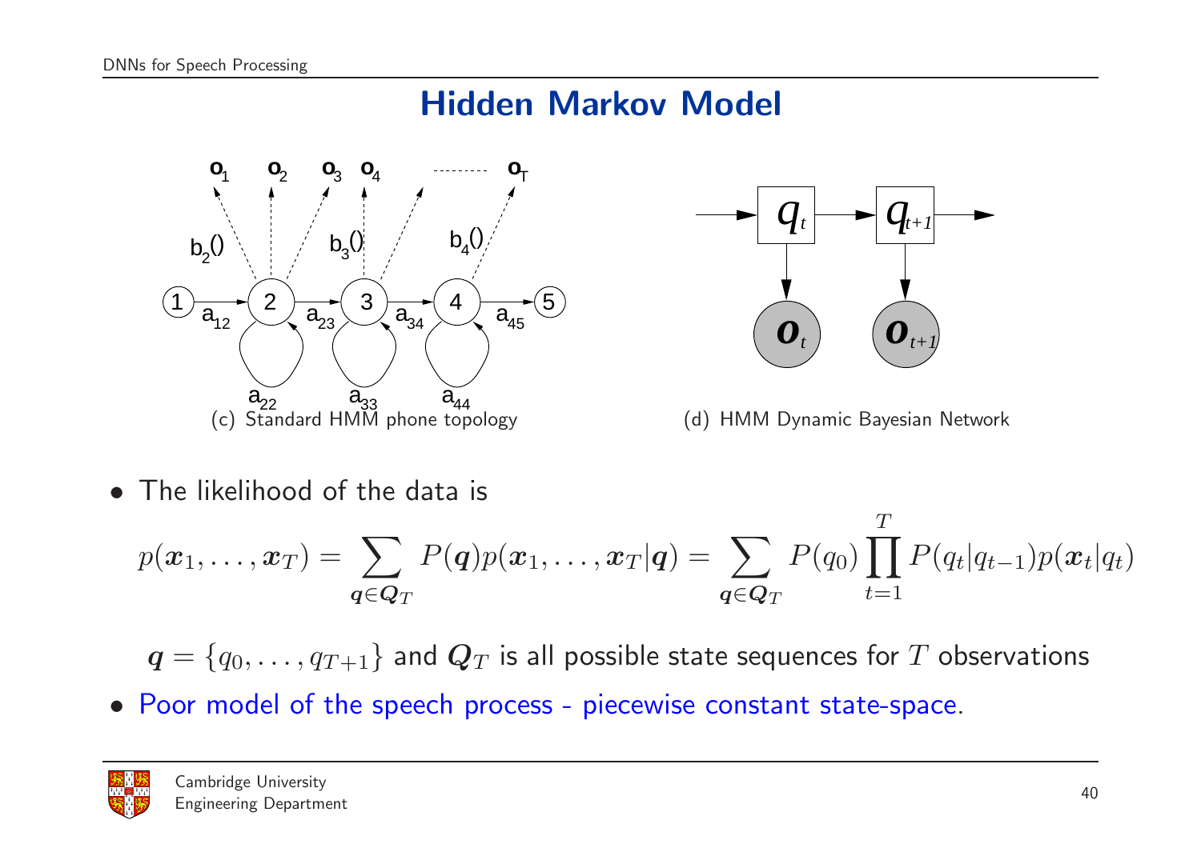# Hidden Markov Model

(c) Standard HMM phone topology

(d) HMM Dynamic Bayesian Network

- The likelihood of the data is

$$p(\boldsymbol{x}_1, \ldots, \boldsymbol{x}_T) = \sum_{\boldsymbol{q} \in \boldsymbol{Q}_T} P(\boldsymbol{q}) p(\boldsymbol{x}_1, \ldots, \boldsymbol{x}_T | \boldsymbol{q}) = \sum_{\boldsymbol{q} \in \boldsymbol{Q}_T} P(q_0) \prod_{t=1}^{T} P(q_t | q_{t-1}) p(\boldsymbol{x}_t | q_t)$$

$\boldsymbol{q} = \{q_0, \ldots, q_{T+1}\}$ and $\boldsymbol{Q}_T$ is all possible state sequences for $T$ observations

- Poor model of the speech process - piecewise constant state-space.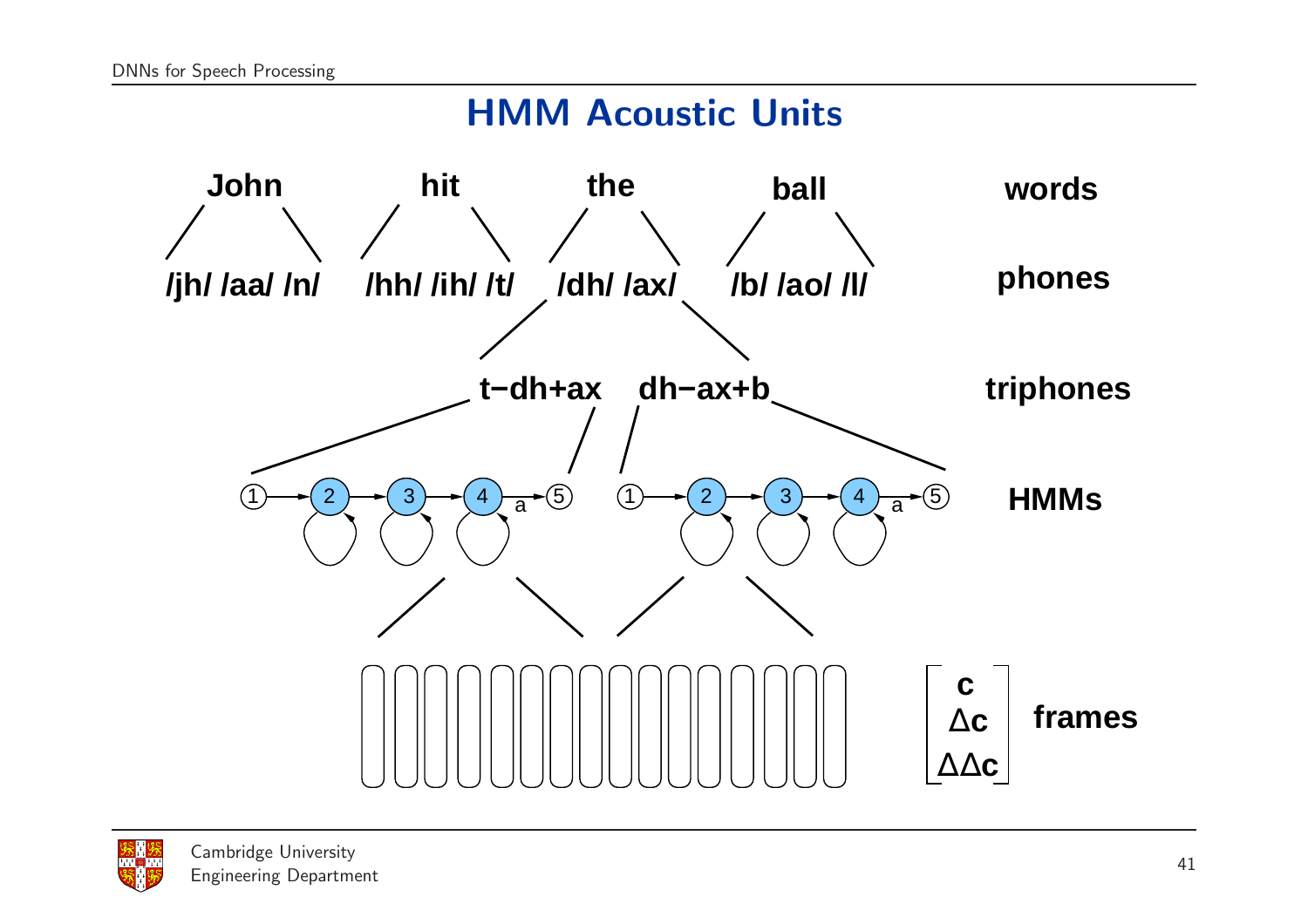# HMM Acoustic Units

| | | | | |
|---|---|---|---|---|
| John | hit | the | ball | **words** |
| /jh/ /aa/ /n/ | /hh/ /ih/ /t/ | /dh/ /ax/ | /b/ /ao/ /l/ | **phones** |

**triphones:** t−dh+ax, dh−ax+b

**HMMs:** states 1 → 2 → 3 → 4 →(a) 5 (for each triphone)

**frames:** 

$$\begin{bmatrix} \mathbf{c} \\ \Delta\mathbf{c} \\ \Delta\Delta\mathbf{c} \end{bmatrix}$$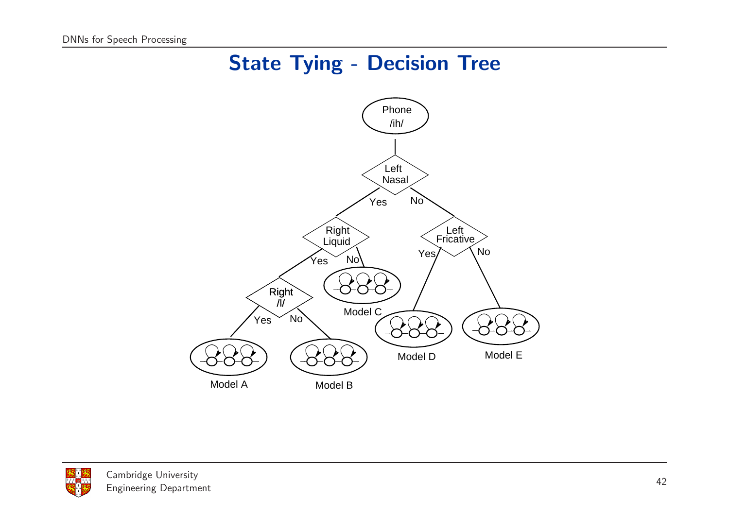# State Tying - Decision Tree

Phone /ih/

Left Nasal

Yes No

Right Liquid

Left Fricative

Yes No

Right /l/

Yes No

Model A

Model B

Model C

Model D

Model E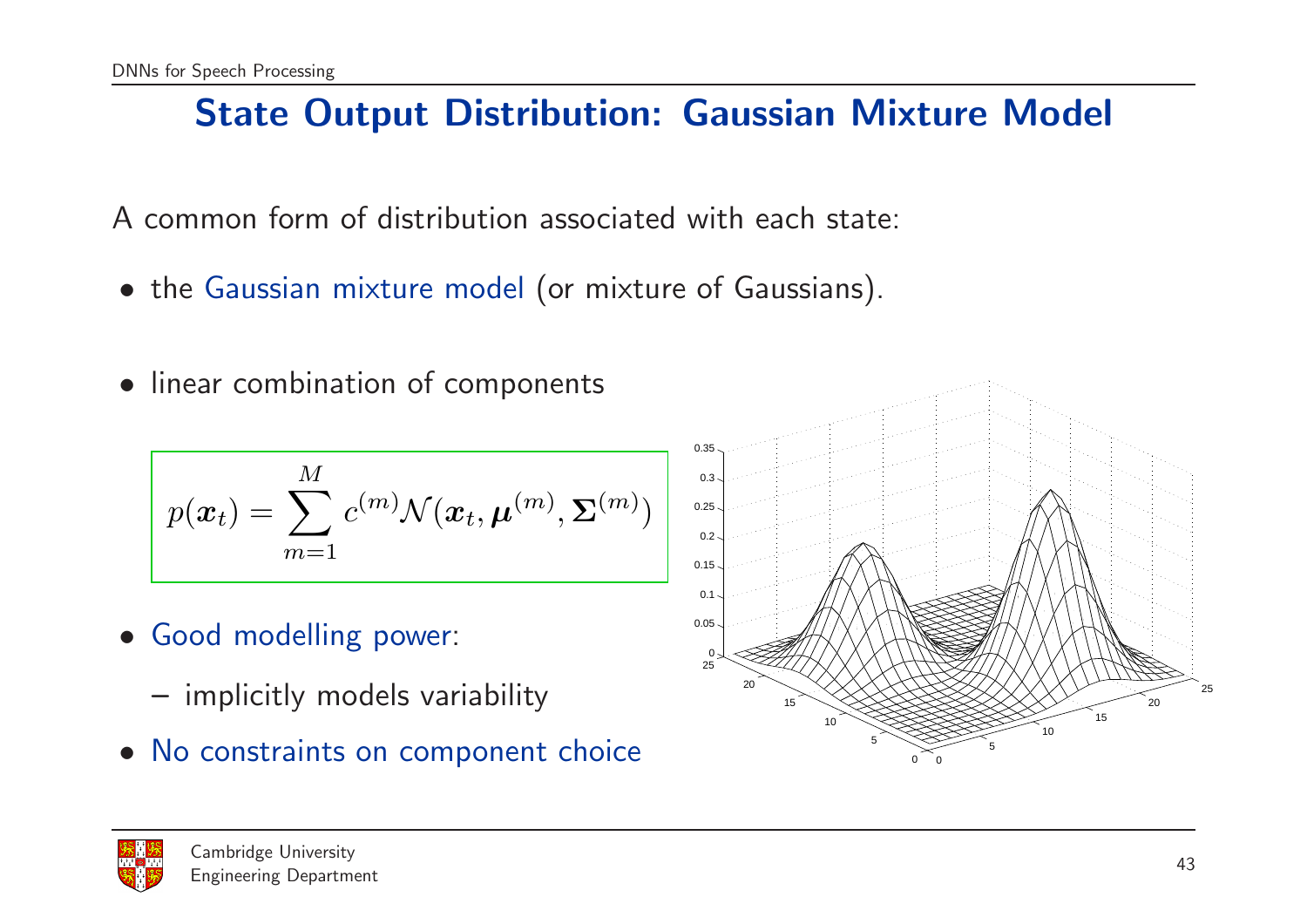# State Output Distribution: Gaussian Mixture Model

A common form of distribution associated with each state:

- the Gaussian mixture model (or mixture of Gaussians).

- linear combination of components

$$p(\boldsymbol{x}_t) = \sum_{m=1}^{M} c^{(m)} \mathcal{N}(\boldsymbol{x}_t, \boldsymbol{\mu}^{(m)}, \boldsymbol{\Sigma}^{(m)})$$

- Good modelling power:
  - implicitly models variability
- No constraints on component choice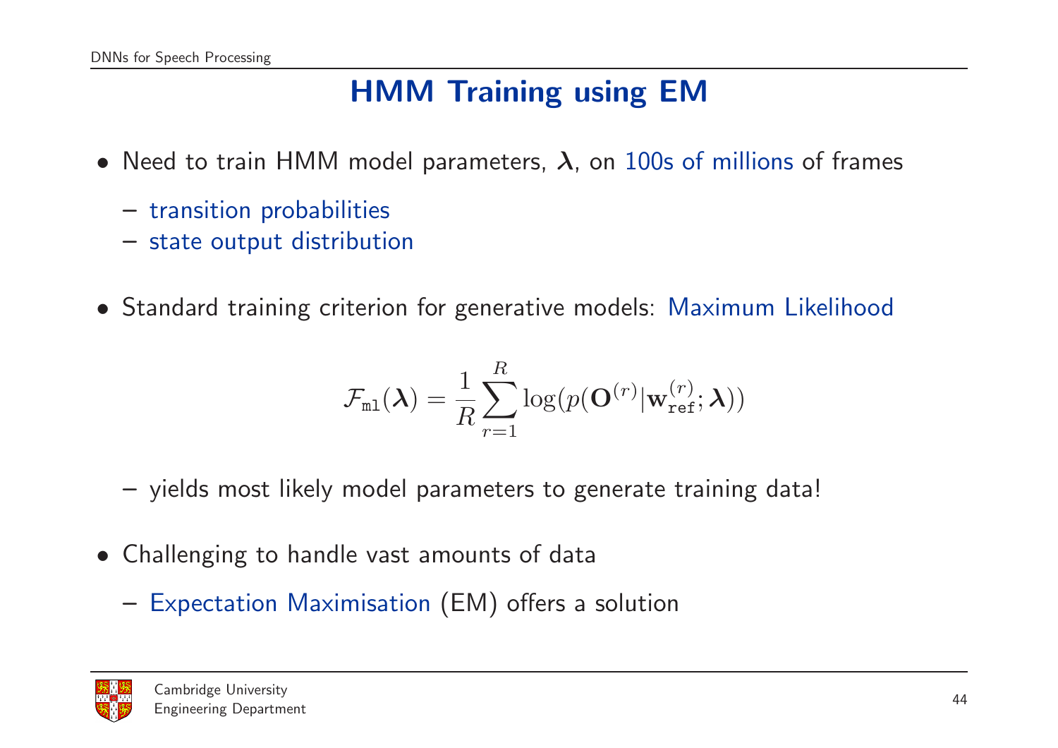# HMM Training using EM

- Need to train HMM model parameters, $\boldsymbol{\lambda}$, on 100s of millions of frames
  - transition probabilities
  - state output distribution

- Standard training criterion for generative models: Maximum Likelihood

$$\mathcal{F}_{\texttt{ml}}(\boldsymbol{\lambda}) = \frac{1}{R}\sum_{r=1}^{R}\log(p(\mathbf{O}^{(r)}|\mathbf{w}_{\texttt{ref}}^{(r)};\boldsymbol{\lambda}))$$

  - yields most likely model parameters to generate training data!

- Challenging to handle vast amounts of data
  - Expectation Maximisation (EM) offers a solution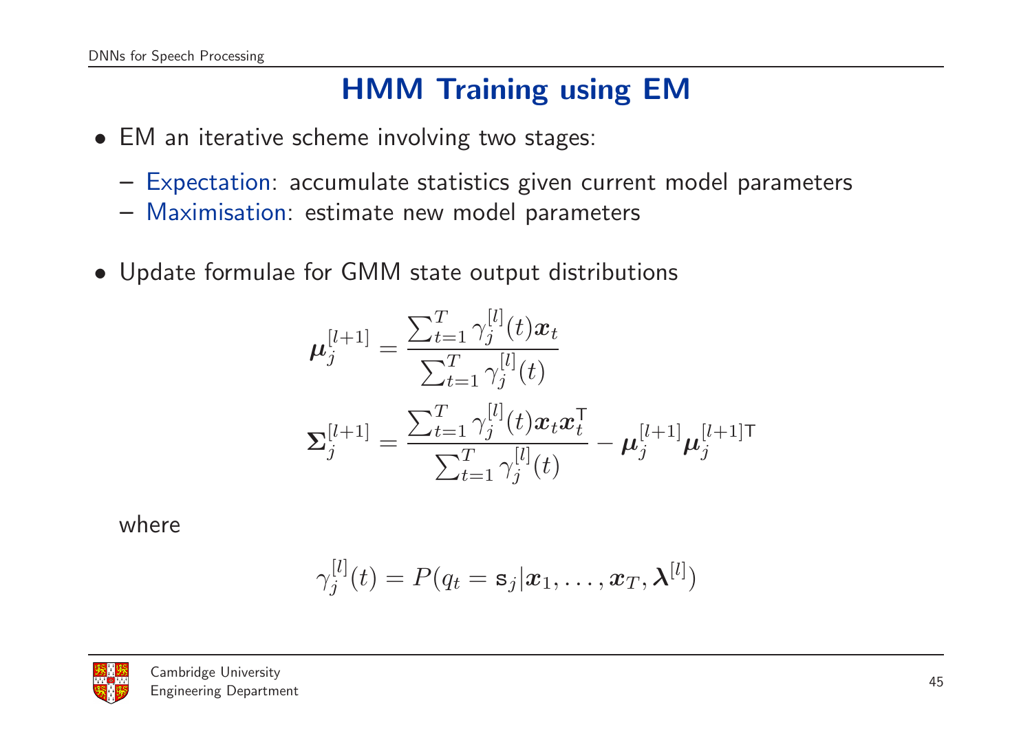# HMM Training using EM

- EM an iterative scheme involving two stages:
  - Expectation: accumulate statistics given current model parameters
  - Maximisation: estimate new model parameters

- Update formulae for GMM state output distributions

$$\boldsymbol{\mu}_j^{[l+1]} = \frac{\sum_{t=1}^{T} \gamma_j^{[l]}(t)\boldsymbol{x}_t}{\sum_{t=1}^{T} \gamma_j^{[l]}(t)}$$

$$\boldsymbol{\Sigma}_j^{[l+1]} = \frac{\sum_{t=1}^{T} \gamma_j^{[l]}(t)\boldsymbol{x}_t\boldsymbol{x}_t^{\mathsf{T}}}{\sum_{t=1}^{T} \gamma_j^{[l]}(t)} - \boldsymbol{\mu}_j^{[l+1]}\boldsymbol{\mu}_j^{[l+1]\mathsf{T}}$$

where

$$\gamma_j^{[l]}(t) = P(q_t = \mathrm{s}_j | \boldsymbol{x}_1, \ldots, \boldsymbol{x}_T, \boldsymbol{\lambda}^{[l]})$$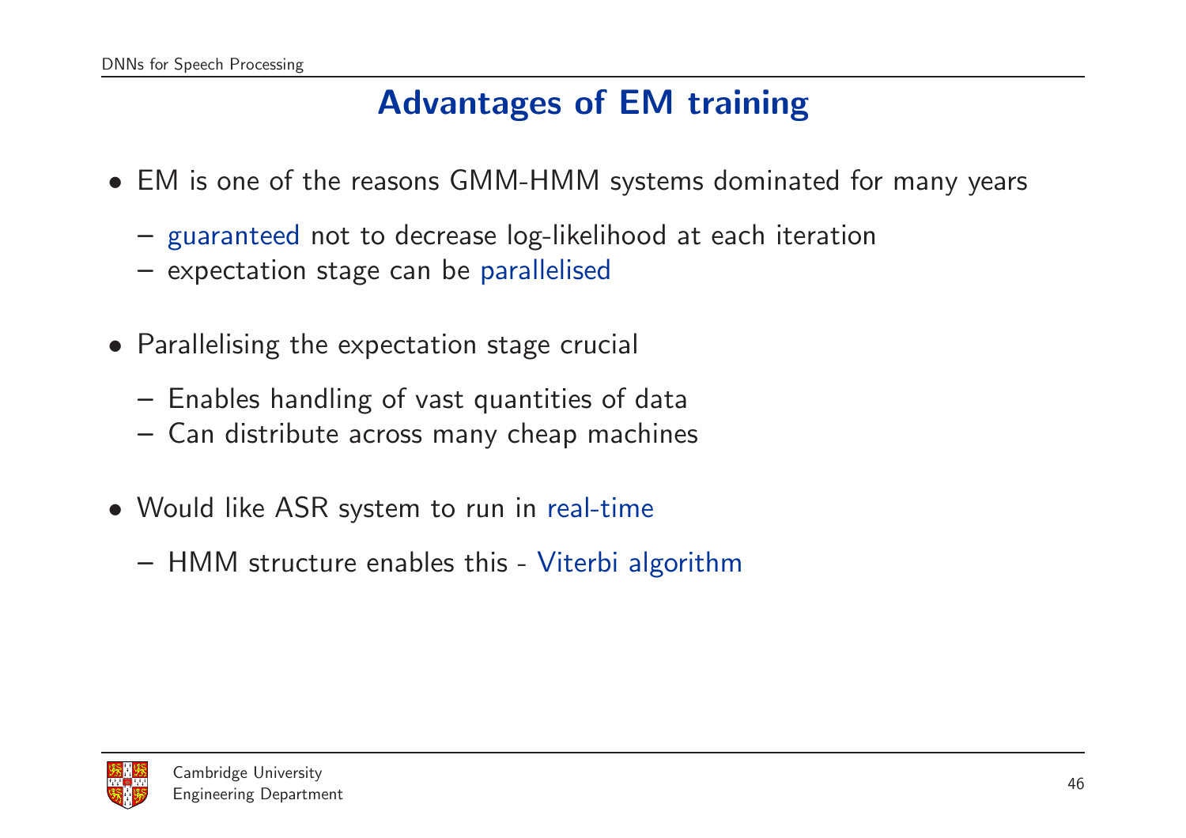## Advantages of EM training

- EM is one of the reasons GMM-HMM systems dominated for many years
  - guaranteed not to decrease log-likelihood at each iteration
  - expectation stage can be parallelised

- Parallelising the expectation stage crucial
  - Enables handling of vast quantities of data
  - Can distribute across many cheap machines

- Would like ASR system to run in real-time
  - HMM structure enables this - Viterbi algorithm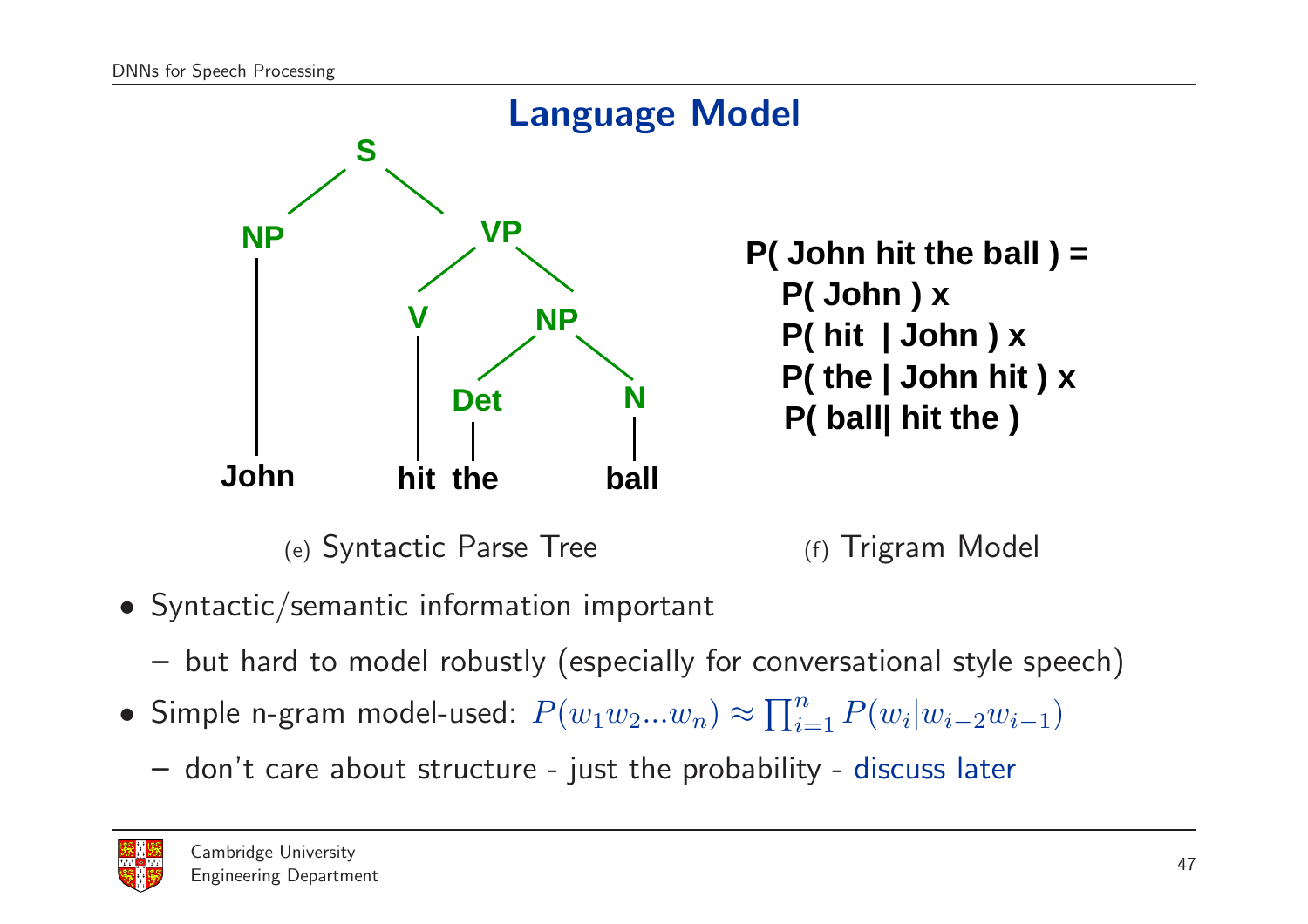# Language Model

S
NP VP
V NP
Det N
John hit the ball

(e) Syntactic Parse Tree

**P( John hit the ball ) =**
**P( John ) x**
**P( hit | John ) x**
**P( the | John hit ) x**
**P( ball| hit the )**

(f) Trigram Model

- Syntactic/semantic information important
  - but hard to model robustly (especially for conversational style speech)
- Simple n-gram model-used: $P(w_1 w_2 \ldots w_n) \approx \prod_{i=1}^{n} P(w_i | w_{i-2} w_{i-1})$
  - don't care about structure - just the probability - discuss later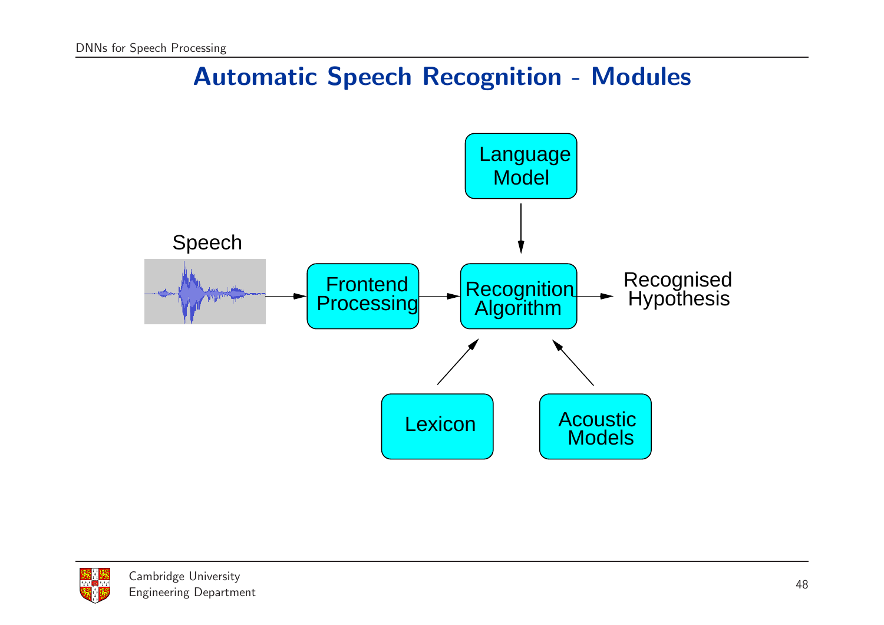# Automatic Speech Recognition - Modules

Speech

Frontend Processing

Recognition Algorithm

Recognised Hypothesis

Language Model

Lexicon

Acoustic Models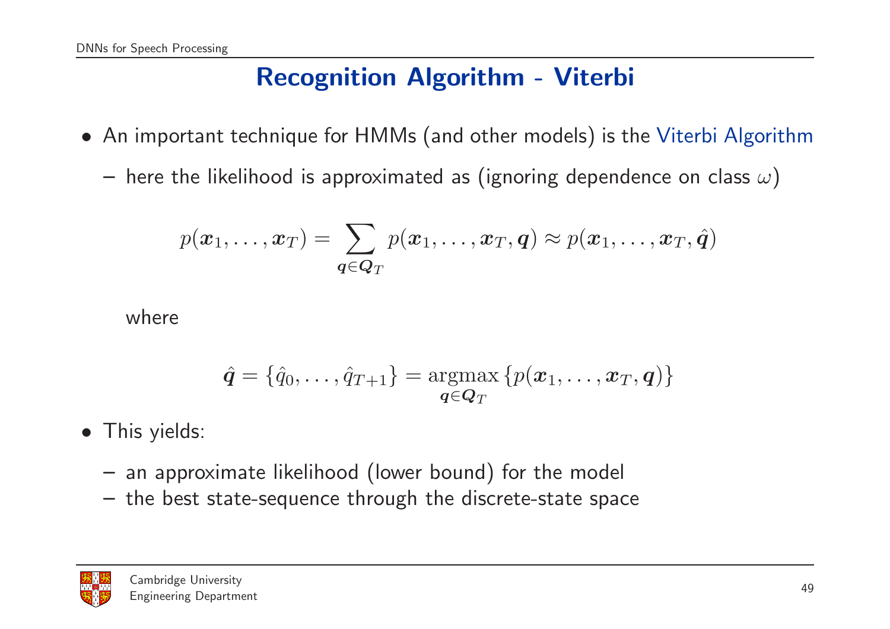## Recognition Algorithm - Viterbi

- An important technique for HMMs (and other models) is the Viterbi Algorithm
  - here the likelihood is approximated as (ignoring dependence on class $\omega$)

$$p(\boldsymbol{x}_1, \ldots, \boldsymbol{x}_T) = \sum_{\boldsymbol{q} \in \boldsymbol{Q}_T} p(\boldsymbol{x}_1, \ldots, \boldsymbol{x}_T, \boldsymbol{q}) \approx p(\boldsymbol{x}_1, \ldots, \boldsymbol{x}_T, \hat{\boldsymbol{q}})$$

  where

$$\hat{\boldsymbol{q}} = \{\hat{q}_0, \ldots, \hat{q}_{T+1}\} = \underset{\boldsymbol{q} \in \boldsymbol{Q}_T}{\operatorname{argmax}} \{p(\boldsymbol{x}_1, \ldots, \boldsymbol{x}_T, \boldsymbol{q})\}$$

- This yields:
  - an approximate likelihood (lower bound) for the model
  - the best state-sequence through the discrete-state space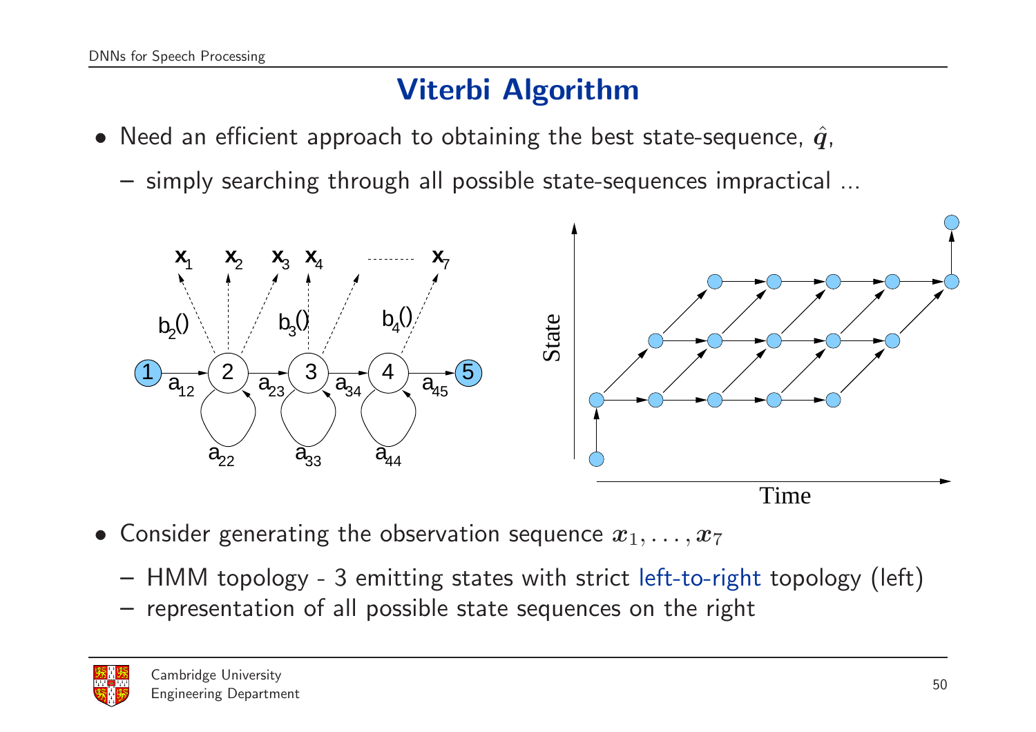# Viterbi Algorithm

- Need an efficient approach to obtaining the best state-sequence, $\hat{\boldsymbol{q}}$,
  - simply searching through all possible state-sequences impractical ...

- Consider generating the observation sequence $\boldsymbol{x}_1, \ldots, \boldsymbol{x}_7$
  - HMM topology - 3 emitting states with strict left-to-right topology (left)
  - representation of all possible state sequences on the right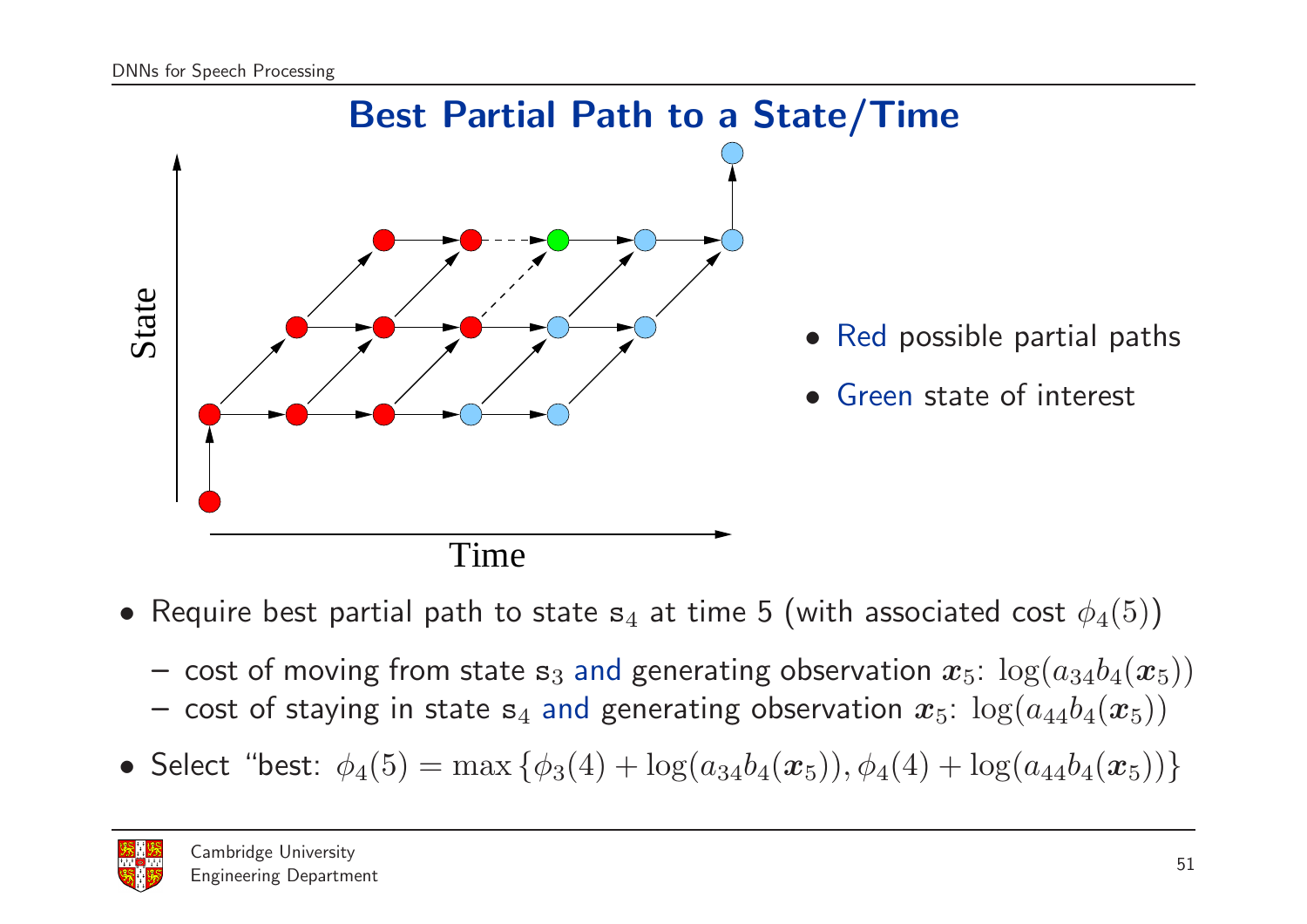# Best Partial Path to a State/Time

- Red possible partial paths
- Green state of interest

- Require best partial path to state $\mathrm{s}_4$ at time 5 (with associated cost $\phi_4(5)$)
  - cost of moving from state $\mathrm{s}_3$ and generating observation $\boldsymbol{x}_5$: $\log(a_{34}b_4(\boldsymbol{x}_5))$
  - cost of staying in state $\mathrm{s}_4$ and generating observation $\boldsymbol{x}_5$: $\log(a_{44}b_4(\boldsymbol{x}_5))$
- Select "best: $\phi_4(5) = \max\left\{\phi_3(4) + \log(a_{34}b_4(\boldsymbol{x}_5)), \phi_4(4) + \log(a_{44}b_4(\boldsymbol{x}_5))\right\}$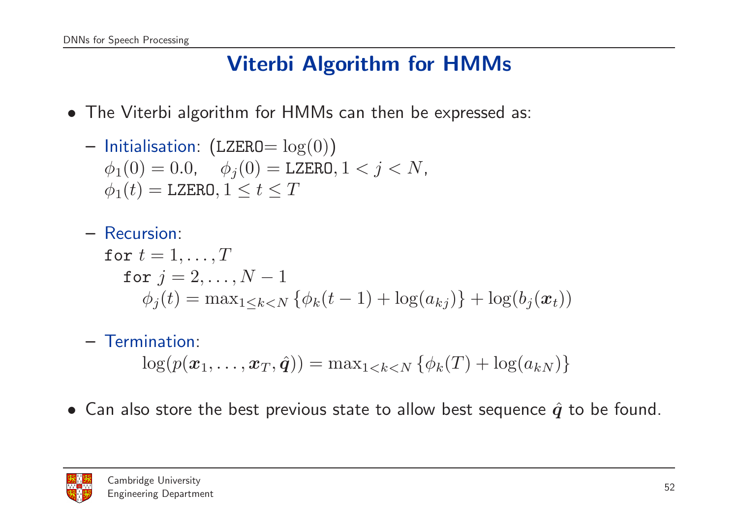## Viterbi Algorithm for HMMs

- The Viterbi algorithm for HMMs can then be expressed as:
  - Initialisation: ($\texttt{LZERO}= \log(0)$)
    $\phi_1(0) = 0.0, \quad \phi_j(0) = \texttt{LZERO}, 1 < j < N,$
    $\phi_1(t) = \texttt{LZERO}, 1 \leq t \leq T$
  - Recursion:
    $\texttt{for } t = 1, \ldots, T$
    $\quad \texttt{for } j = 2, \ldots, N-1$
    $$\phi_j(t) = \max_{1 \leq k < N} \left\{\phi_k(t-1) + \log(a_{kj})\right\} + \log(b_j(\boldsymbol{x}_t))$$
  - Termination:
    $$\log(p(\boldsymbol{x}_1, \ldots, \boldsymbol{x}_T, \hat{\boldsymbol{q}})) = \max_{1 < k < N} \left\{\phi_k(T) + \log(a_{kN})\right\}$$
- Can also store the best previous state to allow best sequence $\hat{\boldsymbol{q}}$ to be found.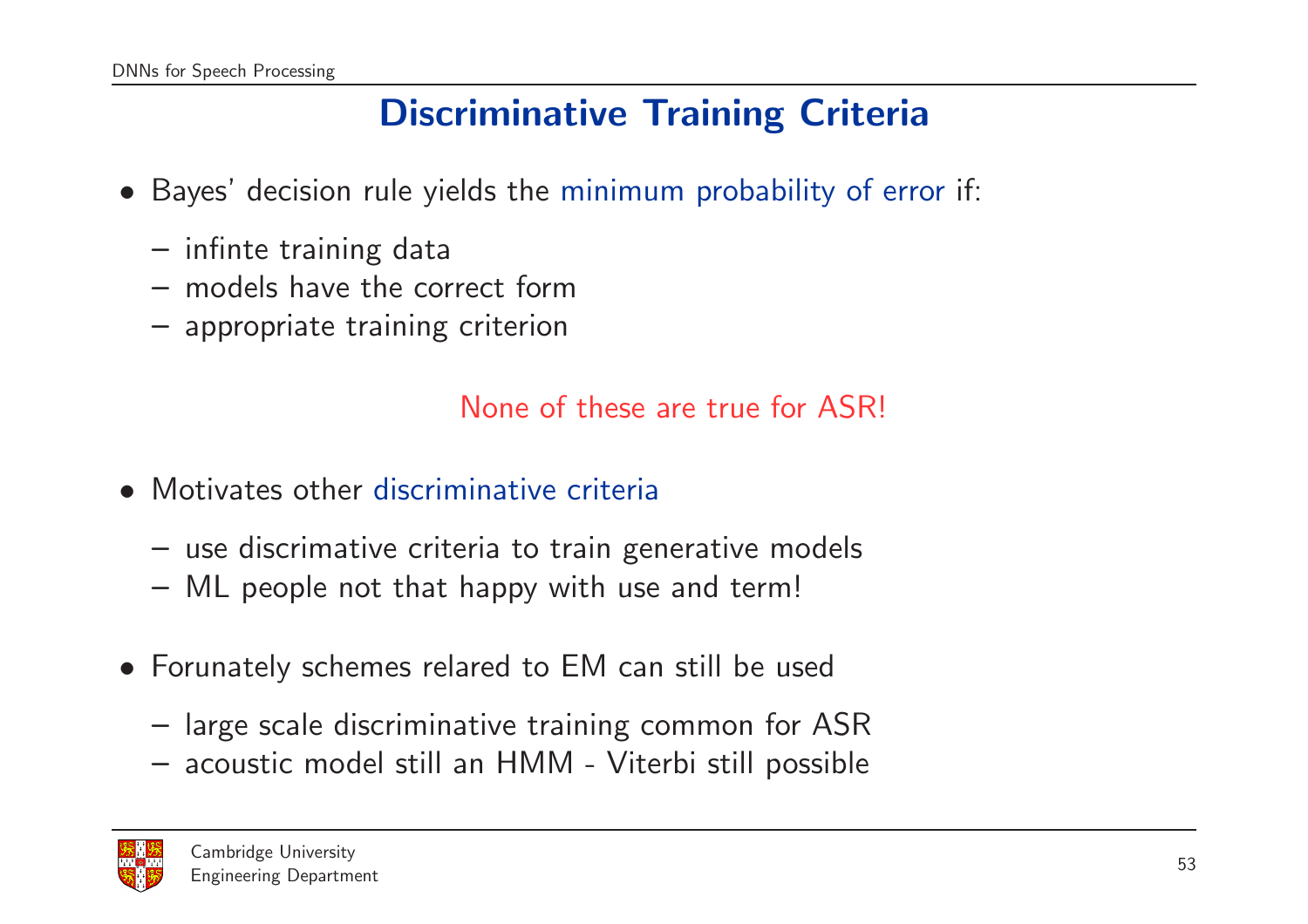# Discriminative Training Criteria

- Bayes' decision rule yields the minimum probability of error if:
  - infinte training data
  - models have the correct form
  - appropriate training criterion

None of these are true for ASR!

- Motivates other discriminative criteria
  - use discrimative criteria to train generative models
  - ML people not that happy with use and term!

- Forunately schemes relared to EM can still be used
  - large scale discriminative training common for ASR
  - acoustic model still an HMM - Viterbi still possible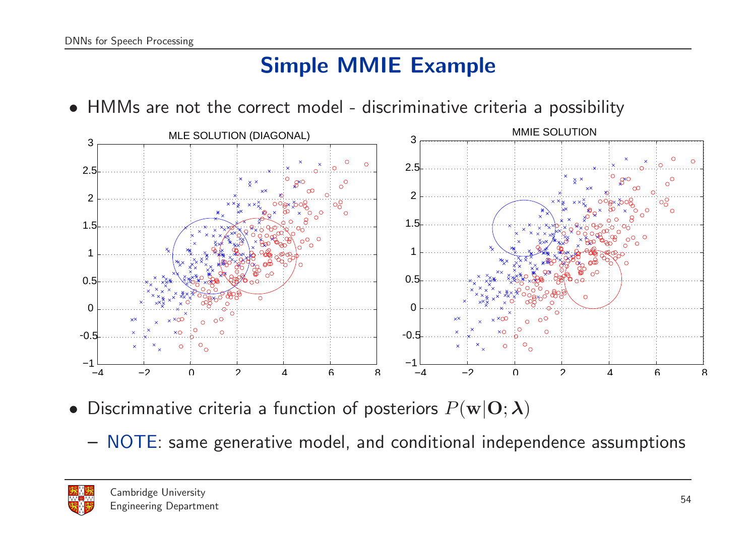# Simple MMIE Example

- HMMs are not the correct model - discriminative criteria a possibility

- Discrimnative criteria a function of posteriors $P(\mathbf{w}|\mathbf{O};\boldsymbol{\lambda})$
  - NOTE: same generative model, and conditional independence assumptions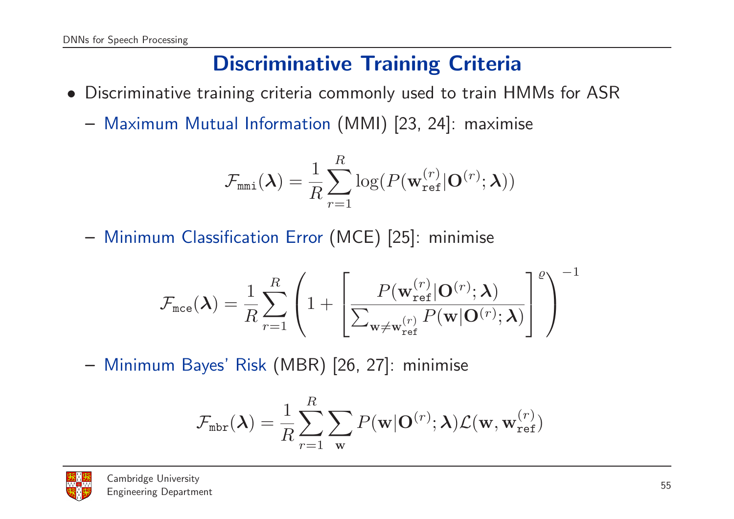## Discriminative Training Criteria

- Discriminative training criteria commonly used to train HMMs for ASR
  - Maximum Mutual Information (MMI) [23, 24]: maximise

$$\mathcal{F}_{\tt mmi}(\boldsymbol{\lambda}) = \frac{1}{R}\sum_{r=1}^{R}\log(P(\mathbf{w}_{\tt ref}^{(r)}|\mathbf{O}^{(r)};\boldsymbol{\lambda}))$$

  - Minimum Classification Error (MCE) [25]: minimise

$$\mathcal{F}_{\tt mce}(\boldsymbol{\lambda}) = \frac{1}{R}\sum_{r=1}^{R}\left(1 + \left[\frac{P(\mathbf{w}_{\tt ref}^{(r)}|\mathbf{O}^{(r)};\boldsymbol{\lambda})}{\sum_{\mathbf{w}\neq\mathbf{w}_{\tt ref}^{(r)}} P(\mathbf{w}|\mathbf{O}^{(r)};\boldsymbol{\lambda})}\right]^{\varrho}\right)^{-1}$$

  - Minimum Bayes' Risk (MBR) [26, 27]: minimise

$$\mathcal{F}_{\tt mbr}(\boldsymbol{\lambda}) = \frac{1}{R}\sum_{r=1}^{R}\sum_{\mathbf{w}} P(\mathbf{w}|\mathbf{O}^{(r)};\boldsymbol{\lambda})\mathcal{L}(\mathbf{w},\mathbf{w}_{\tt ref}^{(r)})$$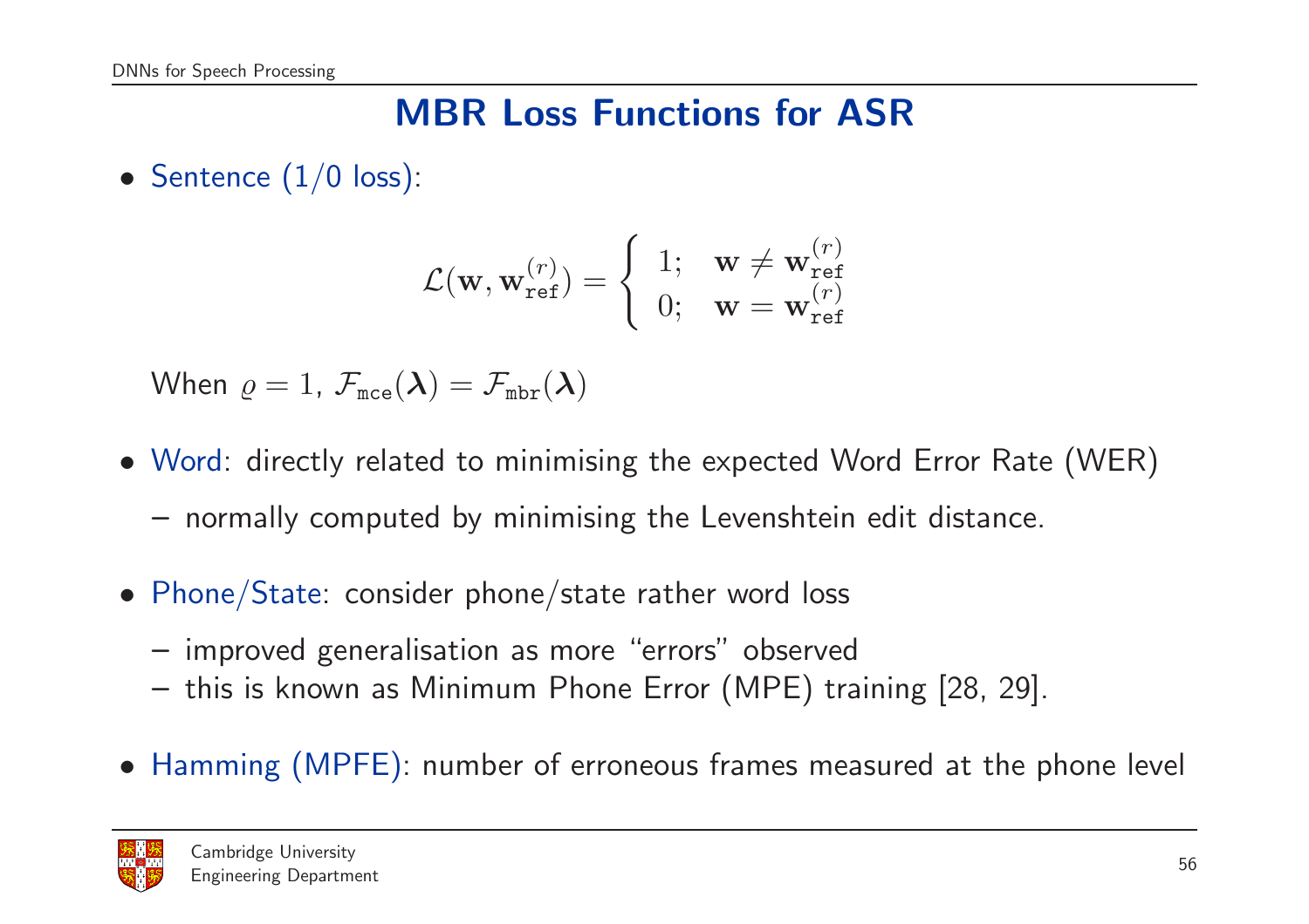# MBR Loss Functions for ASR

- Sentence (1/0 loss):

$$\mathcal{L}(\mathbf{w}, \mathbf{w}_{\texttt{ref}}^{(r)}) = \begin{cases} 1; & \mathbf{w} \neq \mathbf{w}_{\texttt{ref}}^{(r)} \\ 0; & \mathbf{w} = \mathbf{w}_{\texttt{ref}}^{(r)} \end{cases}$$

  When $\varrho = 1$, $\mathcal{F}_{\texttt{mce}}(\boldsymbol{\lambda}) = \mathcal{F}_{\texttt{mbr}}(\boldsymbol{\lambda})$

- Word: directly related to minimising the expected Word Error Rate (WER)
  - normally computed by minimising the Levenshtein edit distance.

- Phone/State: consider phone/state rather word loss
  - improved generalisation as more "errors" observed
  - this is known as Minimum Phone Error (MPE) training [28, 29].

- Hamming (MPFE): number of erroneous frames measured at the phone level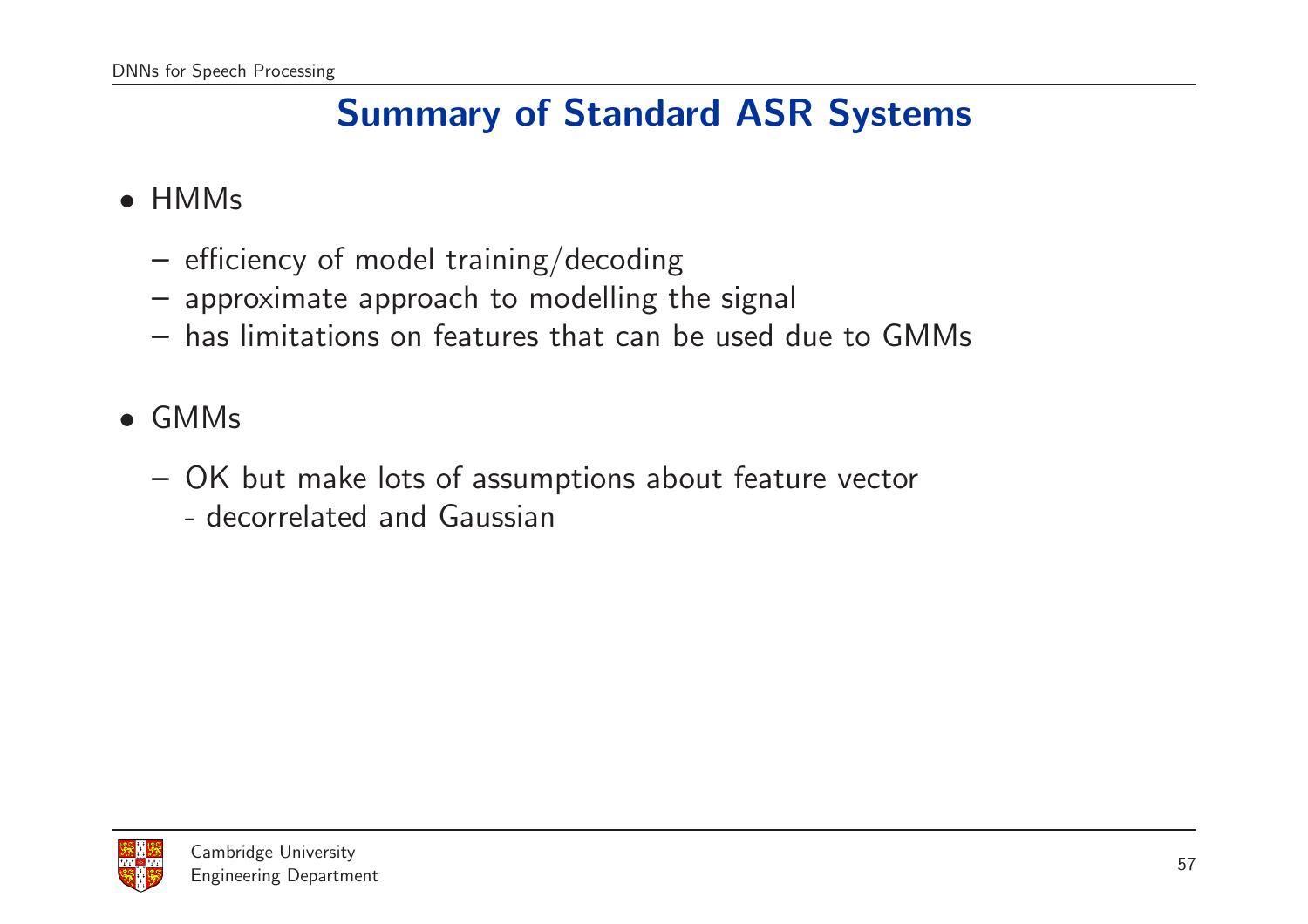# Summary of Standard ASR Systems

- HMMs
  - efficiency of model training/decoding
  - approximate approach to modelling the signal
  - has limitations on features that can be used due to GMMs

- GMMs
  - OK but make lots of assumptions about feature vector
    - decorrelated and Gaussian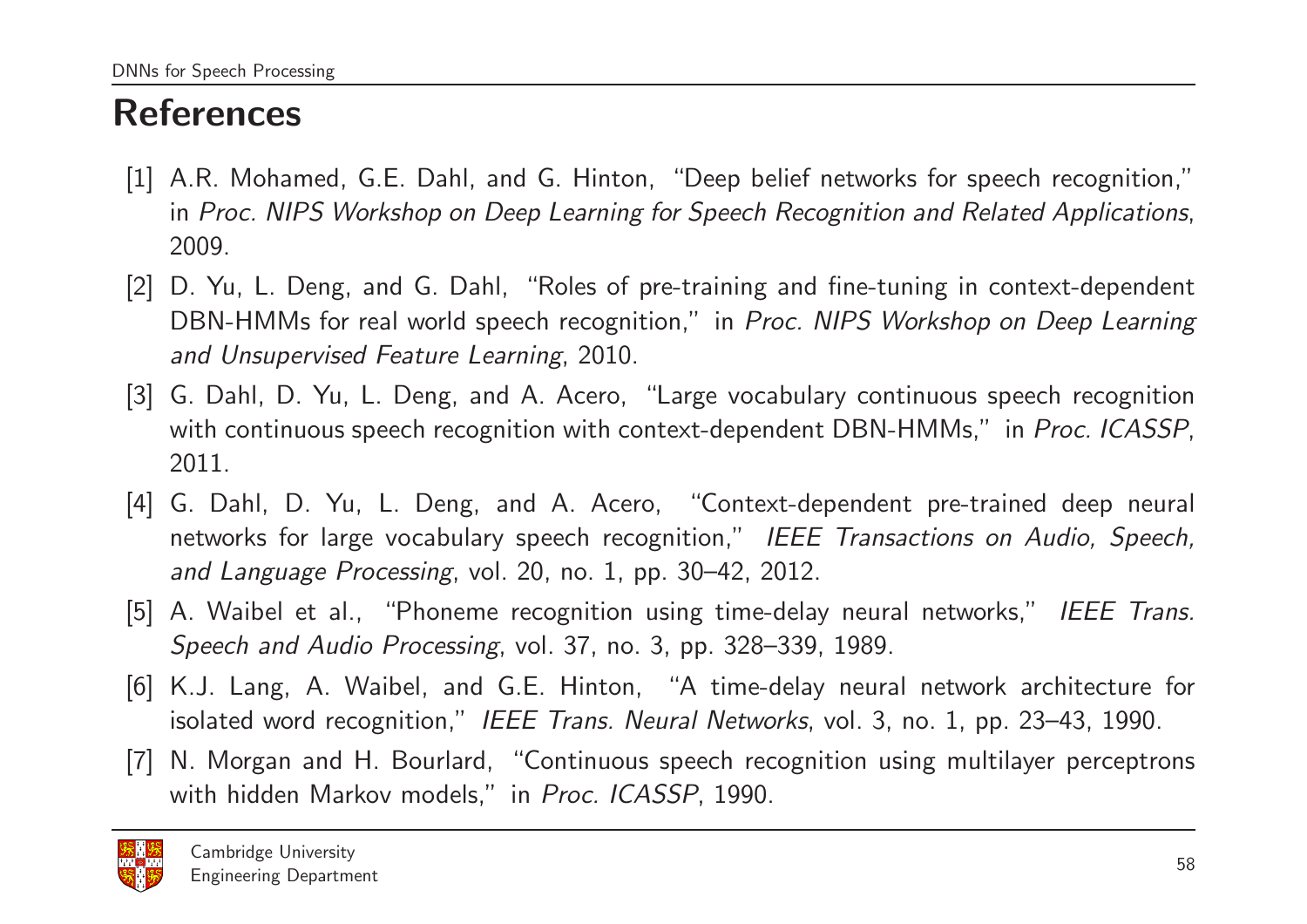## References

[1] A.R. Mohamed, G.E. Dahl, and G. Hinton, "Deep belief networks for speech recognition," in *Proc. NIPS Workshop on Deep Learning for Speech Recognition and Related Applications*, 2009.

[2] D. Yu, L. Deng, and G. Dahl, "Roles of pre-training and fine-tuning in context-dependent DBN-HMMs for real world speech recognition," in *Proc. NIPS Workshop on Deep Learning and Unsupervised Feature Learning*, 2010.

[3] G. Dahl, D. Yu, L. Deng, and A. Acero, "Large vocabulary continuous speech recognition with continuous speech recognition with context-dependent DBN-HMMs," in *Proc. ICASSP*, 2011.

[4] G. Dahl, D. Yu, L. Deng, and A. Acero, "Context-dependent pre-trained deep neural networks for large vocabulary speech recognition," *IEEE Transactions on Audio, Speech, and Language Processing*, vol. 20, no. 1, pp. 30–42, 2012.

[5] A. Waibel et al., "Phoneme recognition using time-delay neural networks," *IEEE Trans. Speech and Audio Processing*, vol. 37, no. 3, pp. 328–339, 1989.

[6] K.J. Lang, A. Waibel, and G.E. Hinton, "A time-delay neural network architecture for isolated word recognition," *IEEE Trans. Neural Networks*, vol. 3, no. 1, pp. 23–43, 1990.

[7] N. Morgan and H. Bourlard, "Continuous speech recognition using multilayer perceptrons with hidden Markov models," in *Proc. ICASSP*, 1990.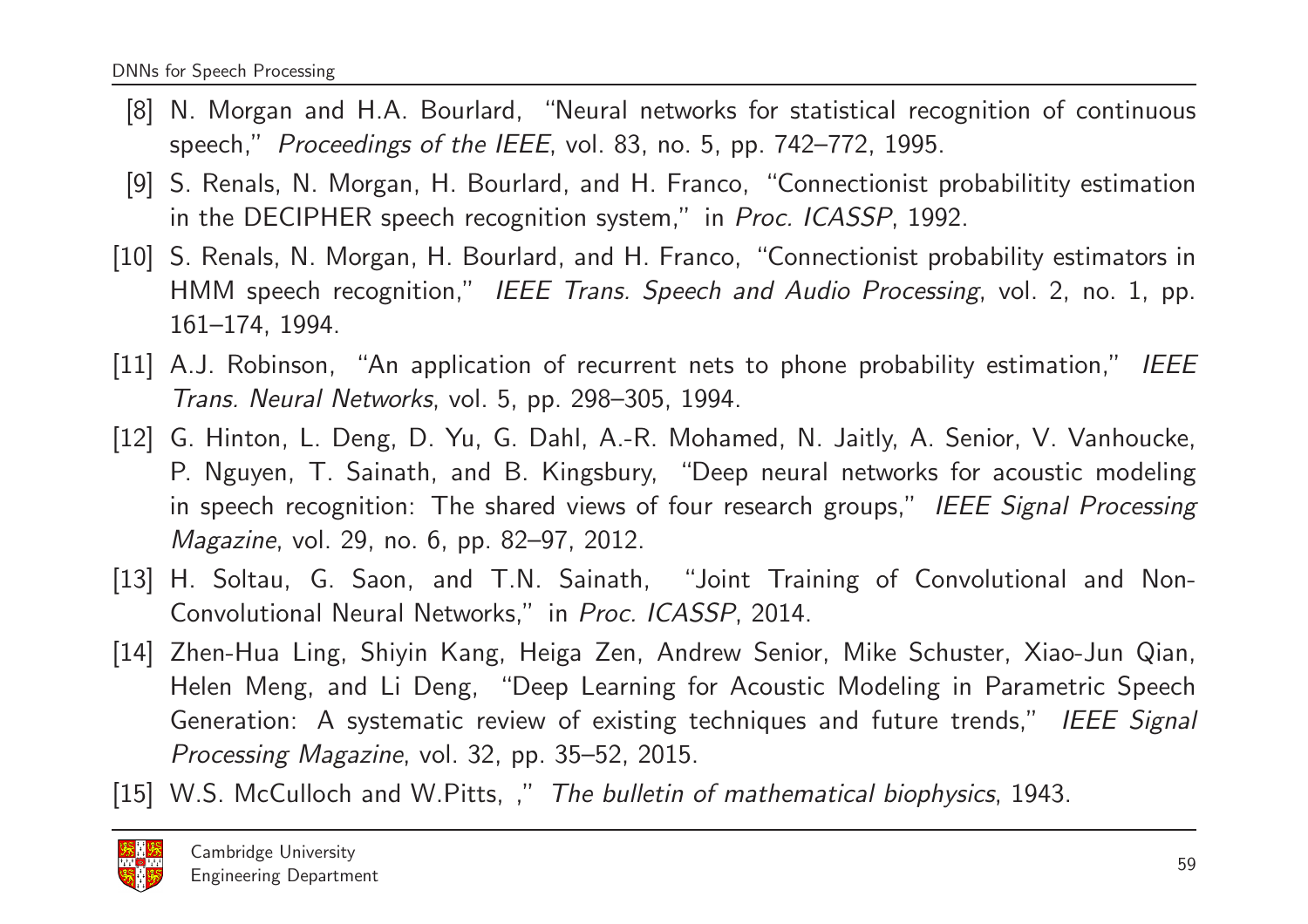[8] N. Morgan and H.A. Bourlard, "Neural networks for statistical recognition of continuous speech," *Proceedings of the IEEE*, vol. 83, no. 5, pp. 742–772, 1995.

[9] S. Renals, N. Morgan, H. Bourlard, and H. Franco, "Connectionist probabilitity estimation in the DECIPHER speech recognition system," in *Proc. ICASSP*, 1992.

[10] S. Renals, N. Morgan, H. Bourlard, and H. Franco, "Connectionist probability estimators in HMM speech recognition," *IEEE Trans. Speech and Audio Processing*, vol. 2, no. 1, pp. 161–174, 1994.

[11] A.J. Robinson, "An application of recurrent nets to phone probability estimation," *IEEE Trans. Neural Networks*, vol. 5, pp. 298–305, 1994.

[12] G. Hinton, L. Deng, D. Yu, G. Dahl, A.-R. Mohamed, N. Jaitly, A. Senior, V. Vanhoucke, P. Nguyen, T. Sainath, and B. Kingsbury, "Deep neural networks for acoustic modeling in speech recognition: The shared views of four research groups," *IEEE Signal Processing Magazine*, vol. 29, no. 6, pp. 82–97, 2012.

[13] H. Soltau, G. Saon, and T.N. Sainath, "Joint Training of Convolutional and Non-Convolutional Neural Networks," in *Proc. ICASSP*, 2014.

[14] Zhen-Hua Ling, Shiyin Kang, Heiga Zen, Andrew Senior, Mike Schuster, Xiao-Jun Qian, Helen Meng, and Li Deng, "Deep Learning for Acoustic Modeling in Parametric Speech Generation: A systematic review of existing techniques and future trends," *IEEE Signal Processing Magazine*, vol. 32, pp. 35–52, 2015.

[15] W.S. McCulloch and W.Pitts, ," *The bulletin of mathematical biophysics*, 1943.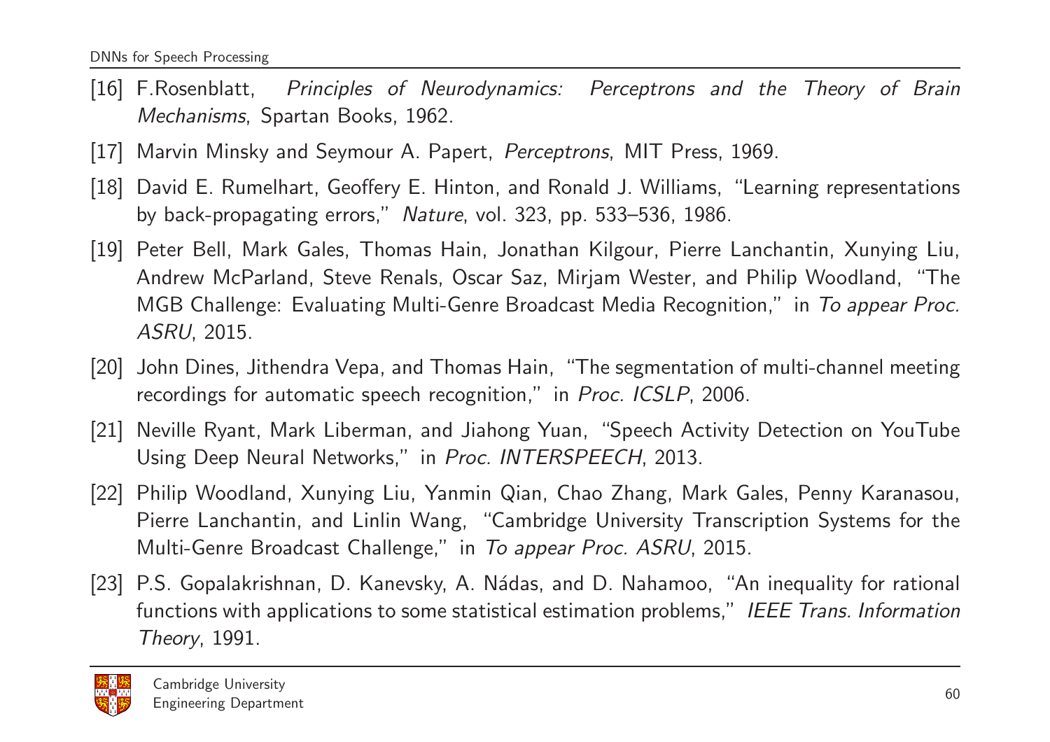[16] F.Rosenblatt, *Principles of Neurodynamics: Perceptrons and the Theory of Brain Mechanisms*, Spartan Books, 1962.

[17] Marvin Minsky and Seymour A. Papert, *Perceptrons*, MIT Press, 1969.

[18] David E. Rumelhart, Geoffery E. Hinton, and Ronald J. Williams, "Learning representations by back-propagating errors," *Nature*, vol. 323, pp. 533–536, 1986.

[19] Peter Bell, Mark Gales, Thomas Hain, Jonathan Kilgour, Pierre Lanchantin, Xunying Liu, Andrew McParland, Steve Renals, Oscar Saz, Mirjam Wester, and Philip Woodland, "The MGB Challenge: Evaluating Multi-Genre Broadcast Media Recognition," in *To appear Proc. ASRU*, 2015.

[20] John Dines, Jithendra Vepa, and Thomas Hain, "The segmentation of multi-channel meeting recordings for automatic speech recognition," in *Proc. ICSLP*, 2006.

[21] Neville Ryant, Mark Liberman, and Jiahong Yuan, "Speech Activity Detection on YouTube Using Deep Neural Networks," in *Proc. INTERSPEECH*, 2013.

[22] Philip Woodland, Xunying Liu, Yanmin Qian, Chao Zhang, Mark Gales, Penny Karanasou, Pierre Lanchantin, and Linlin Wang, "Cambridge University Transcription Systems for the Multi-Genre Broadcast Challenge," in *To appear Proc. ASRU*, 2015.

[23] P.S. Gopalakrishnan, D. Kanevsky, A. Nádas, and D. Nahamoo, "An inequality for rational functions with applications to some statistical estimation problems," *IEEE Trans. Information Theory*, 1991.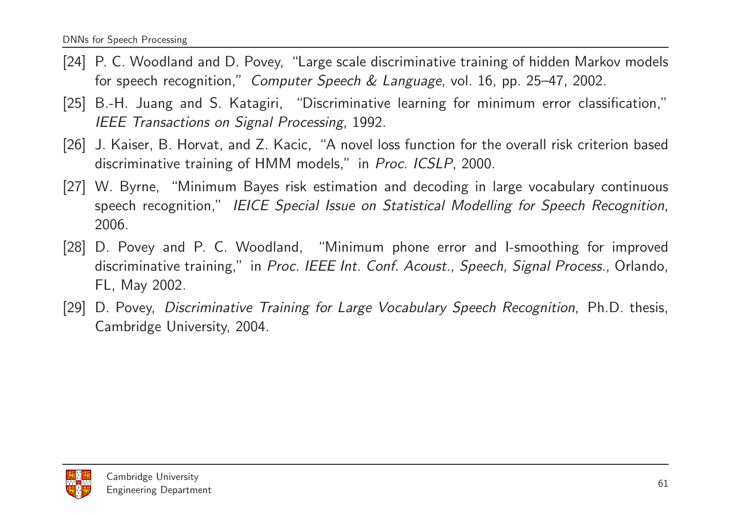[24] P. C. Woodland and D. Povey, "Large scale discriminative training of hidden Markov models for speech recognition," *Computer Speech & Language*, vol. 16, pp. 25–47, 2002.

[25] B.-H. Juang and S. Katagiri, "Discriminative learning for minimum error classification," *IEEE Transactions on Signal Processing*, 1992.

[26] J. Kaiser, B. Horvat, and Z. Kacic, "A novel loss function for the overall risk criterion based discriminative training of HMM models," in *Proc. ICSLP*, 2000.

[27] W. Byrne, "Minimum Bayes risk estimation and decoding in large vocabulary continuous speech recognition," *IEICE Special Issue on Statistical Modelling for Speech Recognition*, 2006.

[28] D. Povey and P. C. Woodland, "Minimum phone error and I-smoothing for improved discriminative training," in *Proc. IEEE Int. Conf. Acoust., Speech, Signal Process.*, Orlando, FL, May 2002.

[29] D. Povey, *Discriminative Training for Large Vocabulary Speech Recognition*, Ph.D. thesis, Cambridge University, 2004.